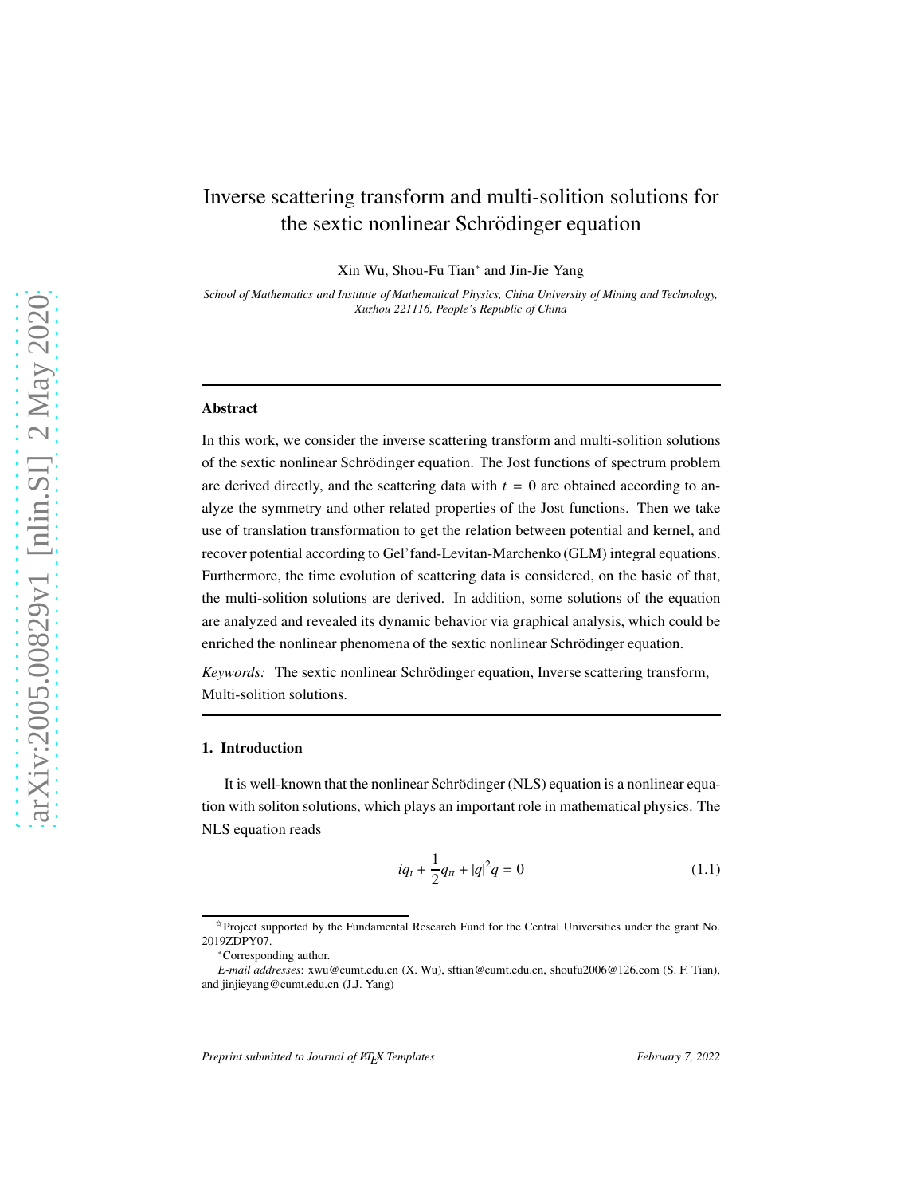# Inverse scattering transform and multi-solition solutions for the sextic nonlinear Schrödinger equation

Xin Wu, Shou-Fu Tian* and Jin-Jie Yang

*School of Mathematics and Institute of Mathematical Physics, China University of Mining and Technology, Xuzhou 221116, People's Republic of China*

---

## Abstract

In this work, we consider the inverse scattering transform and multi-solition solutions of the sextic nonlinear Schrödinger equation. The Jost functions of spectrum problem are derived directly, and the scattering data with $t = 0$ are obtained according to analyze the symmetry and other related properties of the Jost functions. Then we take use of translation transformation to get the relation between potential and kernel, and recover potential according to Gel'fand-Levitan-Marchenko (GLM) integral equations. Furthermore, the time evolution of scattering data is considered, on the basic of that, the multi-solition solutions are derived. In addition, some solutions of the equation are analyzed and revealed its dynamic behavior via graphical analysis, which could be enriched the nonlinear phenomena of the sextic nonlinear Schrödinger equation.

*Keywords:* The sextic nonlinear Schrödinger equation, Inverse scattering transform, Multi-solition solutions.

---

## 1. Introduction

It is well-known that the nonlinear Schrödinger (NLS) equation is a nonlinear equation with soliton solutions, which plays an important role in mathematical physics. The NLS equation reads

$$iq_t + \frac{1}{2}q_{tt} + |q|^2 q = 0 \tag{1.1}$$

---

[☆] Project supported by the Fundamental Research Fund for the Central Universities under the grant No. 2019ZDPY07.

[*] Corresponding author.

*E-mail addresses*: xwu@cumt.edu.cn (X. Wu), sftian@cumt.edu.cn, shoufu2006@126.com (S. F. Tian), and jinjieyang@cumt.edu.cn (J.J. Yang)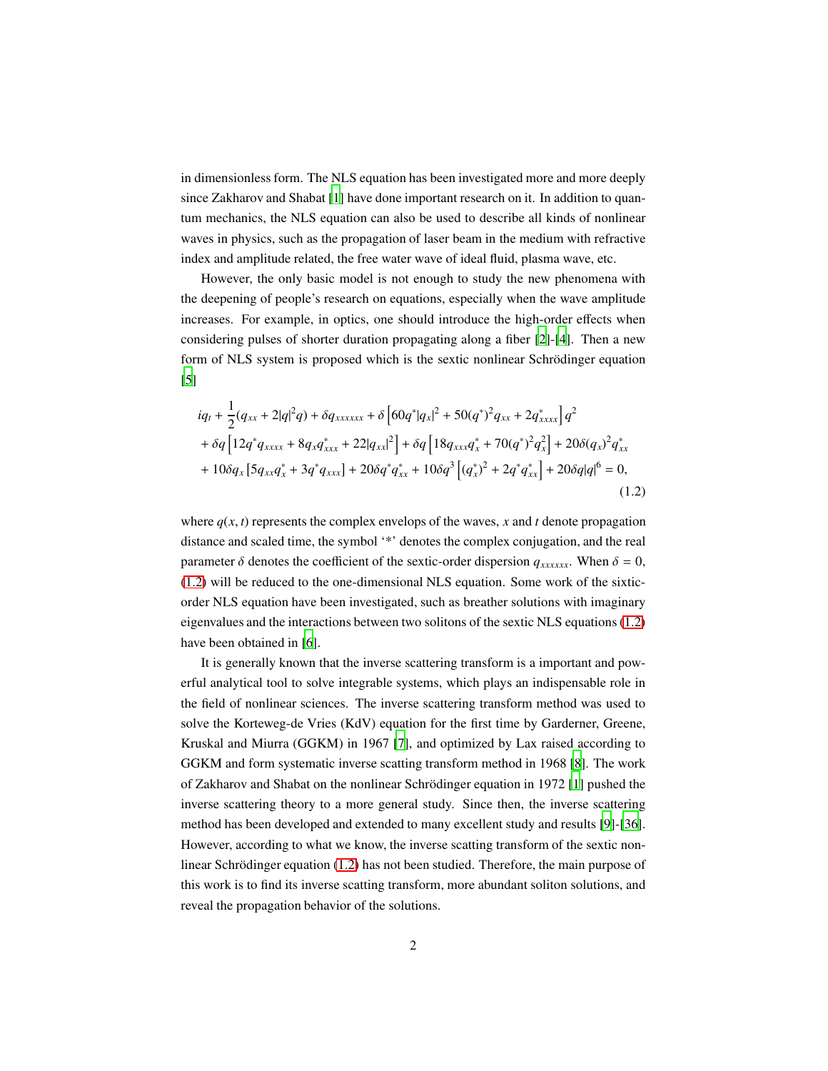in dimensionless form. The NLS equation has been investigated more and more deeply since Zakharov and Shabat [1] have done important research on it. In addition to quantum mechanics, the NLS equation can also be used to describe all kinds of nonlinear waves in physics, such as the propagation of laser beam in the medium with refractive index and amplitude related, the free water wave of ideal fluid, plasma wave, etc.

However, the only basic model is not enough to study the new phenomena with the deepening of people's research on equations, especially when the wave amplitude increases. For example, in optics, one should introduce the high-order effects when considering pulses of shorter duration propagating along a fiber [2]-[4]. Then a new form of NLS system is proposed which is the sextic nonlinear Schrödinger equation [5]

$$
\begin{aligned}
&iq_t + \frac{1}{2}(q_{xx} + 2|q|^2 q) + \delta q_{xxxxxx} + \delta\left[60q^*|q_x|^2 + 50(q^*)^2 q_{xx} + 2q^*_{xxxx}\right]q^2 \\
&+ \delta q\left[12q^* q_{xxxx} + 8q_x q^*_{xxx} + 22|q_{xx}|^2\right] + \delta q\left[18q_{xxx}q^*_x + 70(q^*)^2 q_x^2\right] + 20\delta(q_x)^2 q^*_{xx} \\
&+ 10\delta q_x\left[5q_{xx}q^*_x + 3q^* q_{xxx}\right] + 20\delta q^* q^*_{xx} + 10\delta q^3\left[(q^*_x)^2 + 2q^* q^*_{xx}\right] + 20\delta q|q|^6 = 0,
\end{aligned}
\tag{1.2}
$$

where $q(x,t)$ represents the complex envelops of the waves, $x$ and $t$ denote propagation distance and scaled time, the symbol '*' denotes the complex conjugation, and the real parameter $\delta$ denotes the coefficient of the sextic-order dispersion $q_{xxxxxx}$. When $\delta = 0$, (1.2) will be reduced to the one-dimensional NLS equation. Some work of the sixtic-order NLS equation have been investigated, such as breather solutions with imaginary eigenvalues and the interactions between two solitons of the sextic NLS equations (1.2) have been obtained in [6].

It is generally known that the inverse scattering transform is a important and powerful analytical tool to solve integrable systems, which plays an indispensable role in the field of nonlinear sciences. The inverse scattering transform method was used to solve the Korteweg-de Vries (KdV) equation for the first time by Garderner, Greene, Kruskal and Miurra (GGKM) in 1967 [7], and optimized by Lax raised according to GGKM and form systematic inverse scatting transform method in 1968 [8]. The work of Zakharov and Shabat on the nonlinear Schrödinger equation in 1972 [1] pushed the inverse scattering theory to a more general study. Since then, the inverse scattering method has been developed and extended to many excellent study and results [9]-[36]. However, according to what we know, the inverse scatting transform of the sextic nonlinear Schrödinger equation (1.2) has not been studied. Therefore, the main purpose of this work is to find its inverse scatting transform, more abundant soliton solutions, and reveal the propagation behavior of the solutions.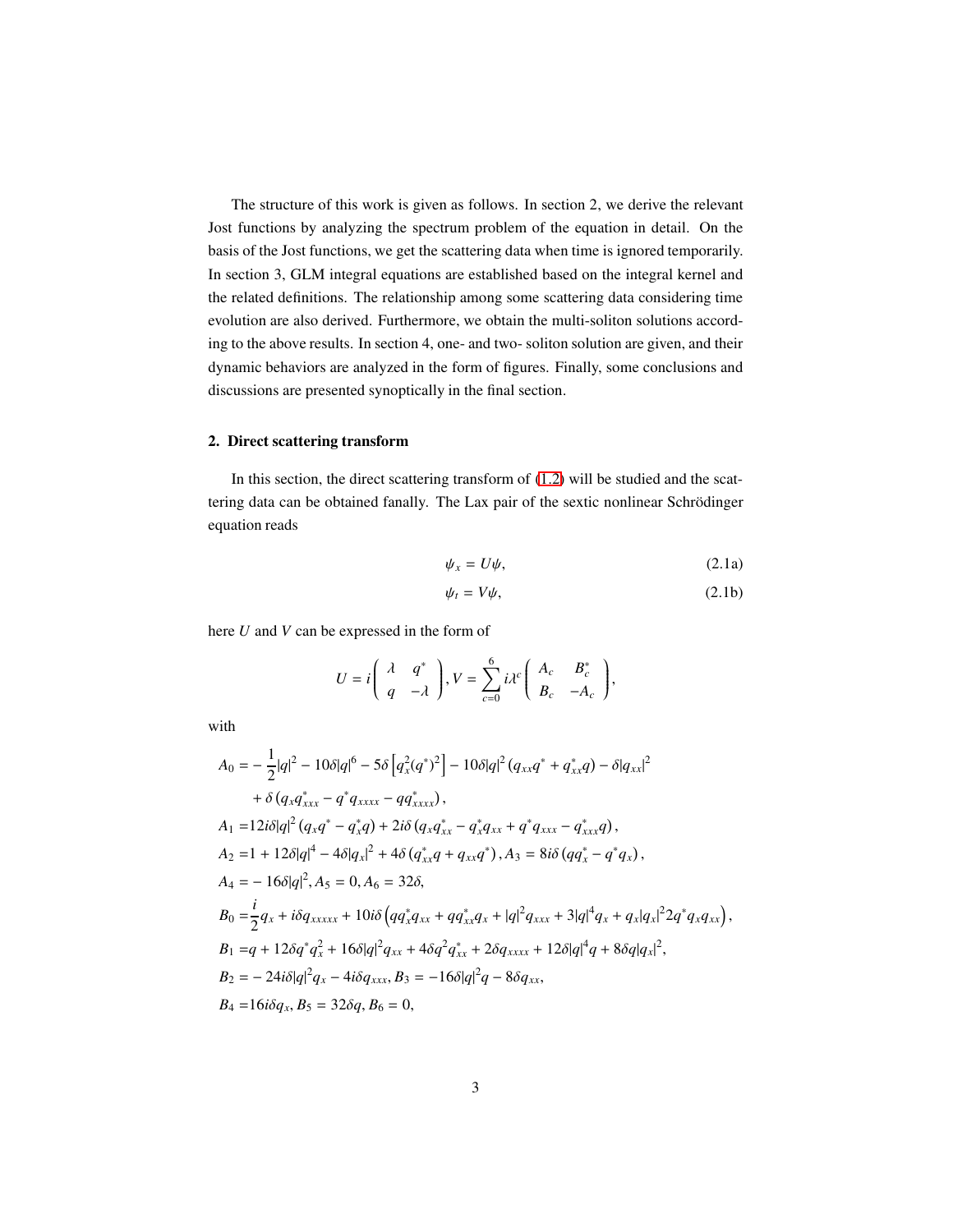The structure of this work is given as follows. In section 2, we derive the relevant Jost functions by analyzing the spectrum problem of the equation in detail. On the basis of the Jost functions, we get the scattering data when time is ignored temporarily. In section 3, GLM integral equations are established based on the integral kernel and the related definitions. The relationship among some scattering data considering time evolution are also derived. Furthermore, we obtain the multi-soliton solutions according to the above results. In section 4, one- and two- soliton solution are given, and their dynamic behaviors are analyzed in the form of figures. Finally, some conclusions and discussions are presented synoptically in the final section.

## 2. Direct scattering transform

In this section, the direct scattering transform of (1.2) will be studied and the scattering data can be obtained fanally. The Lax pair of the sextic nonlinear Schrödinger equation reads

$$\psi_x = U\psi, \tag{2.1a}$$

$$\psi_t = V\psi, \tag{2.1b}$$

here $U$ and $V$ can be expressed in the form of

$$U = i\begin{pmatrix} \lambda & q^* \\ q & -\lambda \end{pmatrix}, V = \sum_{c=0}^{6} i\lambda^c \begin{pmatrix} A_c & B_c^* \\ B_c & -A_c \end{pmatrix},$$

with

$$\begin{aligned}
A_0 =& -\frac{1}{2}|q|^2 - 10\delta|q|^6 - 5\delta\left[q_x^2(q^*)^2\right] - 10\delta|q|^2\left(q_{xx}q^* + q_{xx}^*q\right) - \delta|q_{xx}|^2 \\
&+ \delta\left(q_x q_{xxx}^* - q^* q_{xxxx} - q q_{xxxx}^*\right), \\
A_1 =& 12i\delta|q|^2\left(q_x q^* - q_x^* q\right) + 2i\delta\left(q_x q_{xx}^* - q_x^* q_{xx} + q^* q_{xxx} - q_{xxx}^* q\right), \\
A_2 =& 1 + 12\delta|q|^4 - 4\delta|q_x|^2 + 4\delta\left(q_{xx}^* q + q_{xx} q^*\right), A_3 = 8i\delta\left(q q_x^* - q^* q_x\right), \\
A_4 =& -16\delta|q|^2, A_5 = 0, A_6 = 32\delta, \\
B_0 =& \frac{i}{2}q_x + i\delta q_{xxxxx} + 10i\delta\left(q q_x^* q_{xx} + q q_{xx}^* q_x + |q|^2 q_{xxx} + 3|q|^4 q_x + q_x|q_x|^2 2q^* q_x q_{xx}\right), \\
B_1 =& q + 12\delta q^* q_x^2 + 16\delta|q|^2 q_{xx} + 4\delta q^2 q_{xx}^* + 2\delta q_{xxxx} + 12\delta|q|^4 q + 8\delta q|q_x|^2, \\
B_2 =& -24i\delta|q|^2 q_x - 4i\delta q_{xxx}, B_3 = -16\delta|q|^2 q - 8\delta q_{xx}, \\
B_4 =& 16i\delta q_x, B_5 = 32\delta q, B_6 = 0,
\end{aligned}$$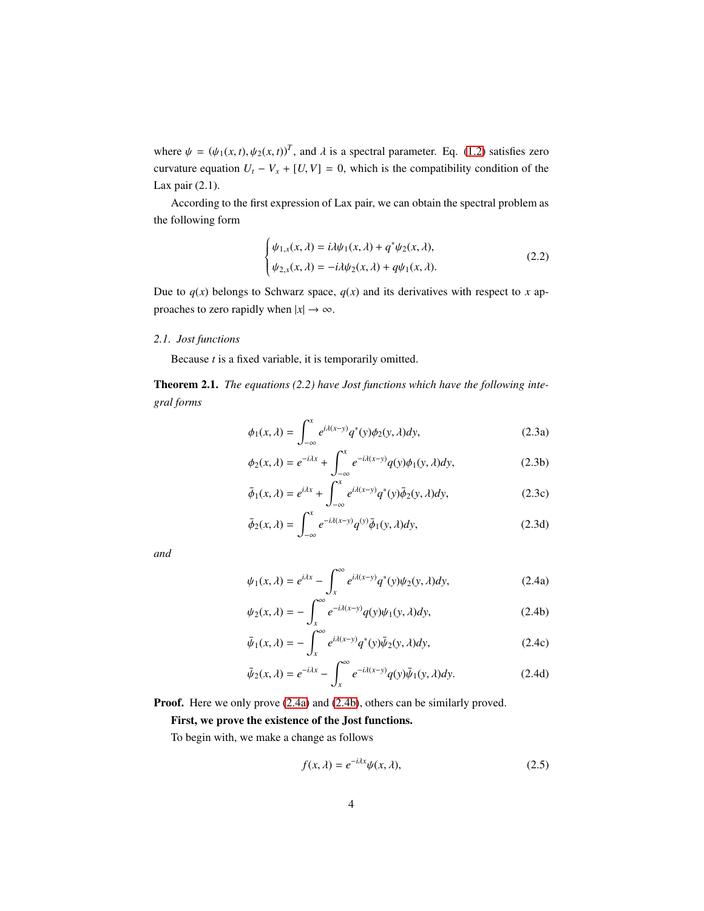where $\psi = (\psi_1(x,t), \psi_2(x,t))^T$, and $\lambda$ is a spectral parameter. Eq. (1.2) satisfies zero curvature equation $U_t - V_x + [U, V] = 0$, which is the compatibility condition of the Lax pair (2.1).

According to the first expression of Lax pair, we can obtain the spectral problem as the following form

$$\begin{cases} \psi_{1,x}(x,\lambda) = i\lambda\psi_1(x,\lambda) + q^*\psi_2(x,\lambda), \\ \psi_{2,x}(x,\lambda) = -i\lambda\psi_2(x,\lambda) + q\psi_1(x,\lambda). \end{cases} \tag{2.2}$$

Due to $q(x)$ belongs to Schwarz space, $q(x)$ and its derivatives with respect to $x$ approaches to zero rapidly when $|x| \to \infty$.

### *2.1. Jost functions*

Because $t$ is a fixed variable, it is temporarily omitted.

**Theorem 2.1.** *The equations (2.2) have Jost functions which have the following integral forms*

$$\phi_1(x,\lambda) = \int_{-\infty}^{x} e^{i\lambda(x-y)} q^*(y)\phi_2(y,\lambda)dy, \tag{2.3a}$$

$$\phi_2(x,\lambda) = e^{-i\lambda x} + \int_{-\infty}^{x} e^{-i\lambda(x-y)} q(y)\phi_1(y,\lambda)dy, \tag{2.3b}$$

$$\bar{\phi}_1(x,\lambda) = e^{i\lambda x} + \int_{-\infty}^{x} e^{i\lambda(x-y)} q^*(y)\bar{\phi}_2(y,\lambda)dy, \tag{2.3c}$$

$$\bar{\phi}_2(x,\lambda) = \int_{-\infty}^{x} e^{-i\lambda(x-y)} q^{(y)}\bar{\phi}_1(y,\lambda)dy, \tag{2.3d}$$

*and*

$$\psi_1(x,\lambda) = e^{i\lambda x} - \int_{x}^{\infty} e^{i\lambda(x-y)} q^*(y)\psi_2(y,\lambda)dy, \tag{2.4a}$$

$$\psi_2(x,\lambda) = -\int_{x}^{\infty} e^{-i\lambda(x-y)} q(y)\psi_1(y,\lambda)dy, \tag{2.4b}$$

$$\bar{\psi}_1(x,\lambda) = -\int_{x}^{\infty} e^{i\lambda(x-y)} q^*(y)\bar{\psi}_2(y,\lambda)dy, \tag{2.4c}$$

$$\bar{\psi}_2(x,\lambda) = e^{-i\lambda x} - \int_{x}^{\infty} e^{-i\lambda(x-y)} q(y)\bar{\psi}_1(y,\lambda)dy. \tag{2.4d}$$

**Proof.** Here we only prove (2.4a) and (2.4b), others can be similarly proved.

**First, we prove the existence of the Jost functions.**

To begin with, we make a change as follows

$$f(x,\lambda) = e^{-i\lambda x}\psi(x,\lambda), \tag{2.5}$$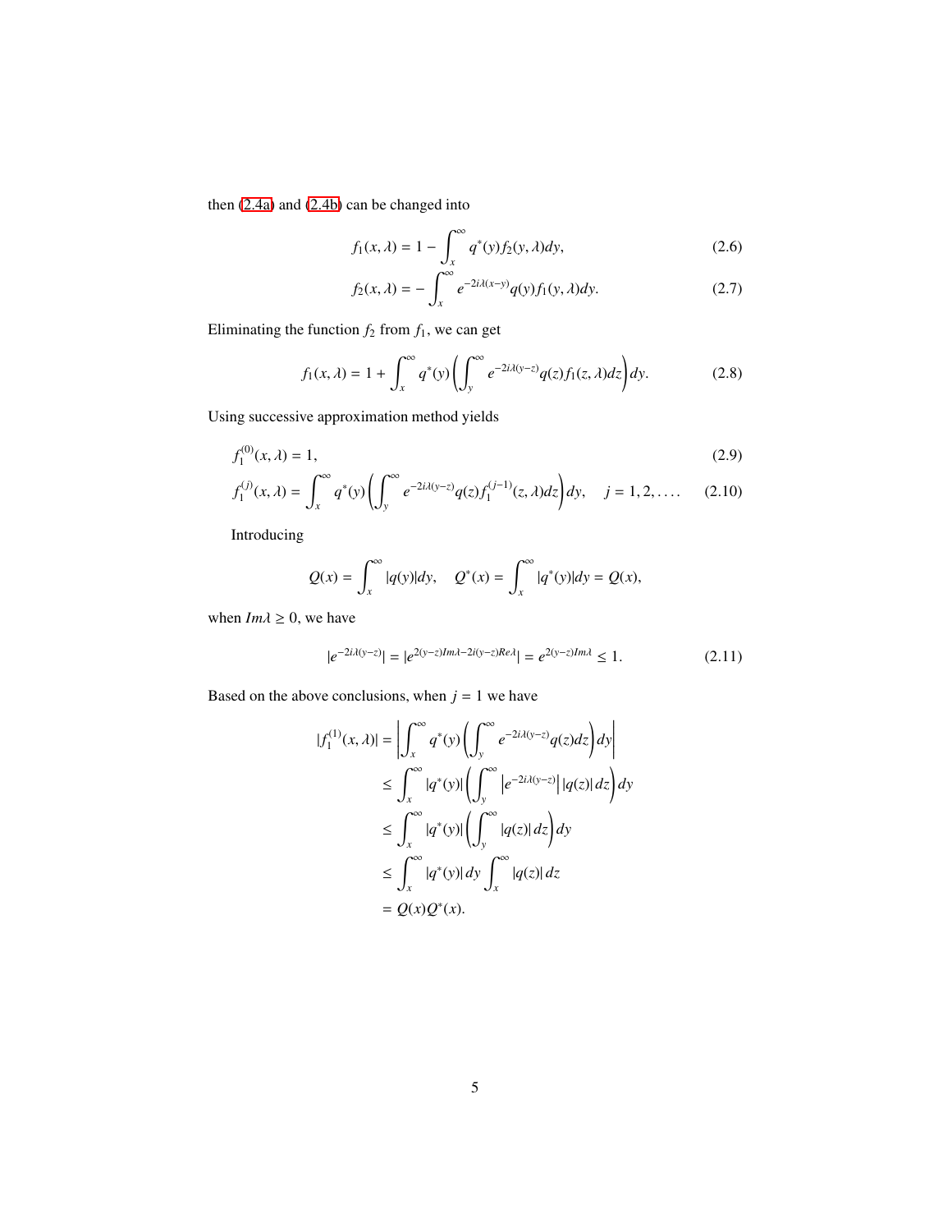then (2.4a) and (2.4b) can be changed into

$$f_1(x,\lambda) = 1 - \int_x^\infty q^*(y) f_2(y,\lambda)dy, \tag{2.6}$$

$$f_2(x,\lambda) = -\int_x^\infty e^{-2i\lambda(x-y)} q(y) f_1(y,\lambda)dy. \tag{2.7}$$

Eliminating the function $f_2$ from $f_1$, we can get

$$f_1(x,\lambda) = 1 + \int_x^\infty q^*(y)\left(\int_y^\infty e^{-2i\lambda(y-z)} q(z) f_1(z,\lambda)dz\right)dy. \tag{2.8}$$

Using successive approximation method yields

$$f_1^{(0)}(x,\lambda) = 1, \tag{2.9}$$

$$f_1^{(j)}(x,\lambda) = \int_x^\infty q^*(y)\left(\int_y^\infty e^{-2i\lambda(y-z)} q(z) f_1^{(j-1)}(z,\lambda)dz\right)dy, \quad j = 1, 2, \ldots. \tag{2.10}$$

Introducing

$$Q(x) = \int_x^\infty |q(y)|dy, \quad Q^*(x) = \int_x^\infty |q^*(y)|dy = Q(x),$$

when $Im\lambda \geq 0$, we have

$$|e^{-2i\lambda(y-z)}| = |e^{2(y-z)Im\lambda - 2i(y-z)Re\lambda}| = e^{2(y-z)Im\lambda} \leq 1. \tag{2.11}$$

Based on the above conclusions, when $j = 1$ we have

$$\begin{aligned}
|f_1^{(1)}(x,\lambda)| &= \left|\int_x^\infty q^*(y)\left(\int_y^\infty e^{-2i\lambda(y-z)} q(z)dz\right)dy\right| \\
&\leq \int_x^\infty |q^*(y)|\left(\int_y^\infty \left|e^{-2i\lambda(y-z)}\right| |q(z)|\, dz\right)dy \\
&\leq \int_x^\infty |q^*(y)|\left(\int_y^\infty |q(z)|\, dz\right)dy \\
&\leq \int_x^\infty |q^*(y)|\, dy \int_x^\infty |q(z)|\, dz \\
&= Q(x)Q^*(x).
\end{aligned}$$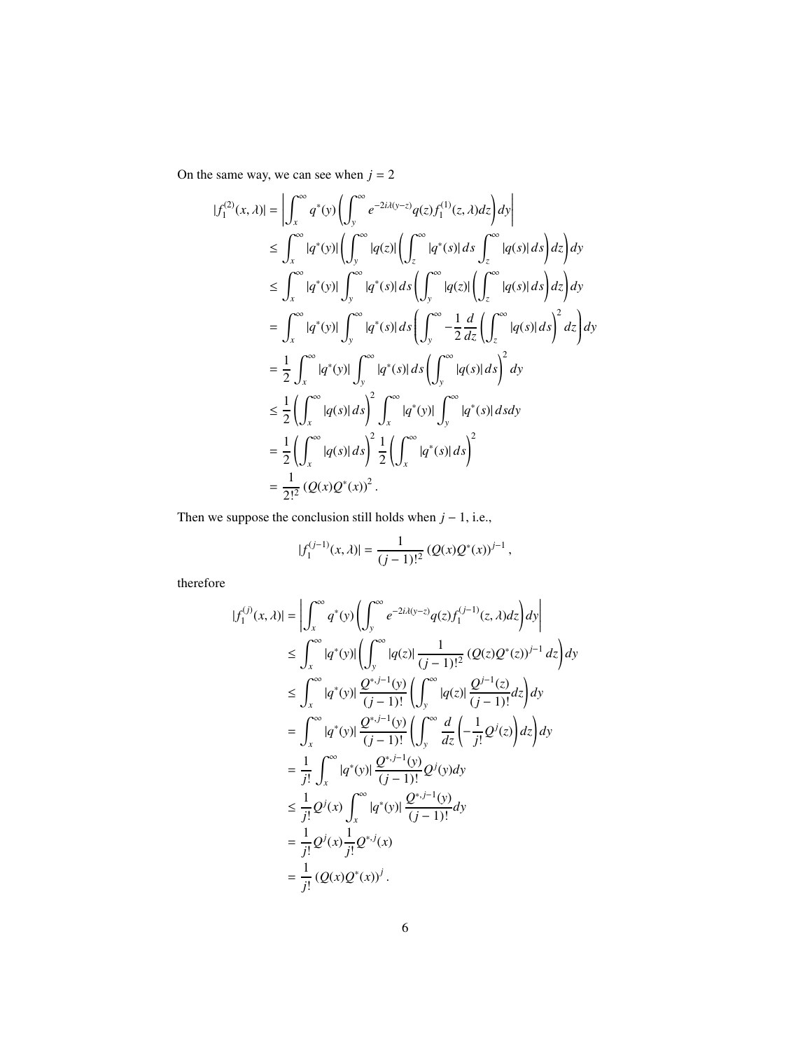On the same way, we can see when $j = 2$

$$
\begin{aligned}
|f_1^{(2)}(x,\lambda)| &= \left| \int_x^\infty q^*(y) \left( \int_y^\infty e^{-2i\lambda(y-z)} q(z) f_1^{(1)}(z,\lambda) dz \right) dy \right| \\
&\le \int_x^\infty |q^*(y)| \left( \int_y^\infty |q(z)| \left( \int_z^\infty |q^*(s)|\, ds \int_z^\infty |q(s)|\, ds \right) dz \right) dy \\
&\le \int_x^\infty |q^*(y)| \int_y^\infty |q^*(s)|\, ds \left( \int_y^\infty |q(z)| \left( \int_z^\infty |q(s)|\, ds \right) dz \right) dy \\
&= \int_x^\infty |q^*(y)| \int_y^\infty |q^*(s)|\, ds \left( \int_y^\infty -\frac{1}{2} \frac{d}{dz} \left( \int_z^\infty |q(s)|\, ds \right)^2 dz \right) dy \\
&= \frac{1}{2} \int_x^\infty |q^*(y)| \int_y^\infty |q^*(s)|\, ds \left( \int_y^\infty |q(s)|\, ds \right)^2 dy \\
&\le \frac{1}{2} \left( \int_x^\infty |q(s)|\, ds \right)^2 \int_x^\infty |q^*(y)| \int_y^\infty |q^*(s)|\, ds dy \\
&= \frac{1}{2} \left( \int_x^\infty |q(s)|\, ds \right)^2 \frac{1}{2} \left( \int_x^\infty |q^*(s)|\, ds \right)^2 \\
&= \frac{1}{2!^2} \left( Q(x) Q^*(x) \right)^2 .
\end{aligned}
$$

Then we suppose the conclusion still holds when $j - 1$, i.e.,

$$
|f_1^{(j-1)}(x,\lambda)| = \frac{1}{(j-1)!^2} \left( Q(x) Q^*(x) \right)^{j-1},
$$

therefore

$$
\begin{aligned}
|f_1^{(j)}(x,\lambda)| &= \left| \int_x^\infty q^*(y) \left( \int_y^\infty e^{-2i\lambda(y-z)} q(z) f_1^{(j-1)}(z,\lambda) dz \right) dy \right| \\
&\le \int_x^\infty |q^*(y)| \left( \int_y^\infty |q(z)| \frac{1}{(j-1)!^2} \left( Q(z) Q^*(z) \right)^{j-1} dz \right) dy \\
&\le \int_x^\infty |q^*(y)| \frac{Q^{*,j-1}(y)}{(j-1)!} \left( \int_y^\infty |q(z)| \frac{Q^{j-1}(z)}{(j-1)!} dz \right) dy \\
&= \int_x^\infty |q^*(y)| \frac{Q^{*,j-1}(y)}{(j-1)!} \left( \int_y^\infty \frac{d}{dz} \left( -\frac{1}{j!} Q^j(z) \right) dz \right) dy \\
&= \frac{1}{j!} \int_x^\infty |q^*(y)| \frac{Q^{*,j-1}(y)}{(j-1)!} Q^j(y) dy \\
&\le \frac{1}{j!} Q^j(x) \int_x^\infty |q^*(y)| \frac{Q^{*,j-1}(y)}{(j-1)!} dy \\
&= \frac{1}{j!} Q^j(x) \frac{1}{j!} Q^{*,j}(x) \\
&= \frac{1}{j!} \left( Q(x) Q^*(x) \right)^j .
\end{aligned}
$$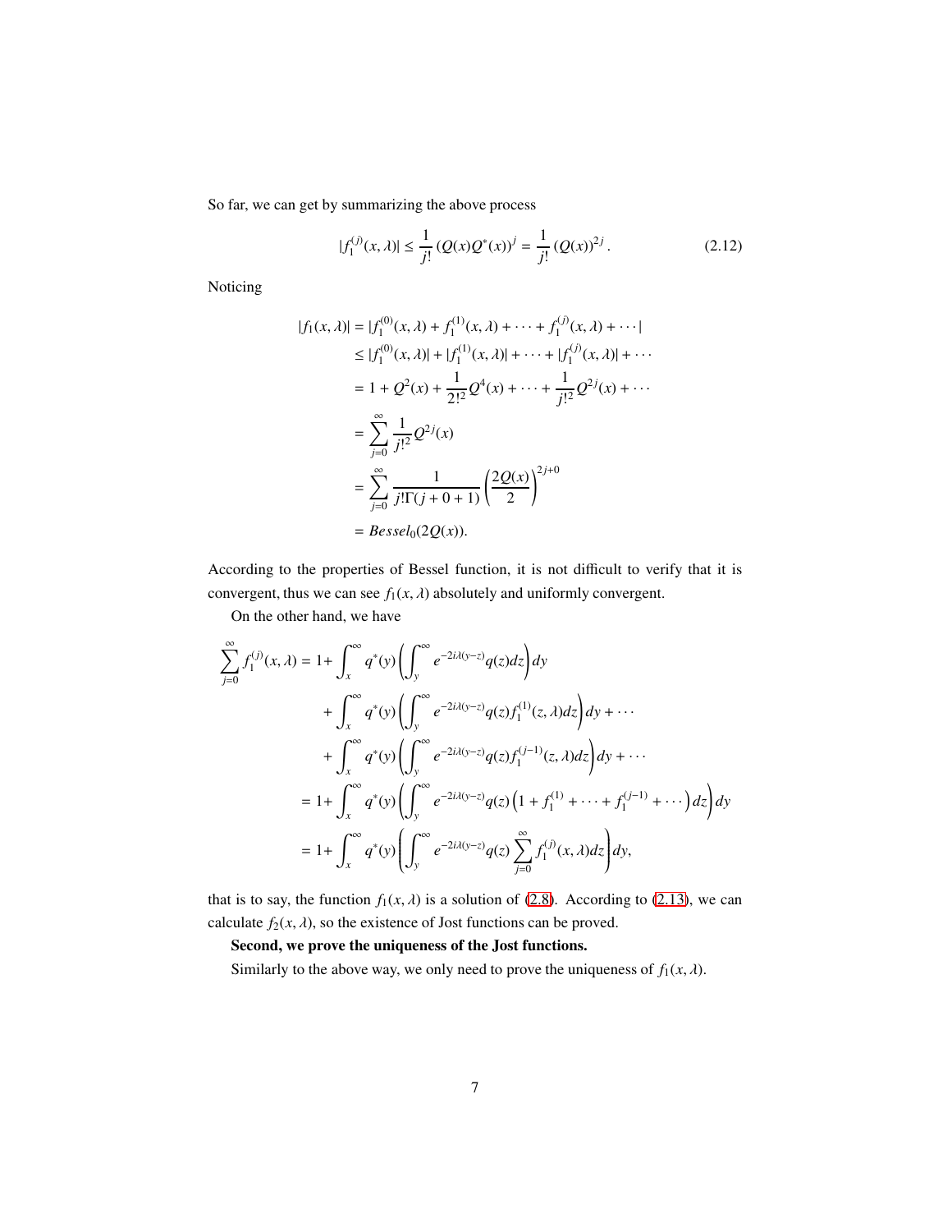So far, we can get by summarizing the above process

$$|f_1^{(j)}(x,\lambda)| \leq \frac{1}{j!}\left(Q(x)Q^*(x)\right)^j = \frac{1}{j!}\left(Q(x)\right)^{2j}. \tag{2.12}$$

Noticing

$$\begin{aligned}
|f_1(x,\lambda)| &= |f_1^{(0)}(x,\lambda) + f_1^{(1)}(x,\lambda) + \cdots + f_1^{(j)}(x,\lambda) + \cdots| \\
&\leq |f_1^{(0)}(x,\lambda)| + |f_1^{(1)}(x,\lambda)| + \cdots + |f_1^{(j)}(x,\lambda)| + \cdots \\
&= 1 + Q^2(x) + \frac{1}{2!^2}Q^4(x) + \cdots + \frac{1}{j!^2}Q^{2j}(x) + \cdots \\
&= \sum_{j=0}^{\infty}\frac{1}{j!^2}Q^{2j}(x) \\
&= \sum_{j=0}^{\infty}\frac{1}{j!\Gamma(j+0+1)}\left(\frac{2Q(x)}{2}\right)^{2j+0} \\
&= Bessel_0(2Q(x)).
\end{aligned}$$

According to the properties of Bessel function, it is not difficult to verify that it is convergent, thus we can see $f_1(x,\lambda)$ absolutely and uniformly convergent.

On the other hand, we have

$$\begin{aligned}
\sum_{j=0}^{\infty} f_1^{(j)}(x,\lambda) = 1 &+ \int_x^{\infty} q^*(y)\left(\int_y^{\infty} e^{-2i\lambda(y-z)}q(z)dz\right)dy \\
&+ \int_x^{\infty} q^*(y)\left(\int_y^{\infty} e^{-2i\lambda(y-z)}q(z)f_1^{(1)}(z,\lambda)dz\right)dy + \cdots \\
&+ \int_x^{\infty} q^*(y)\left(\int_y^{\infty} e^{-2i\lambda(y-z)}q(z)f_1^{(j-1)}(z,\lambda)dz\right)dy + \cdots \\
= 1 &+ \int_x^{\infty} q^*(y)\left(\int_y^{\infty} e^{-2i\lambda(y-z)}q(z)\left(1 + f_1^{(1)} + \cdots + f_1^{(j-1)} + \cdots\right)dz\right)dy \\
= 1 &+ \int_x^{\infty} q^*(y)\left(\int_y^{\infty} e^{-2i\lambda(y-z)}q(z)\sum_{j=0}^{\infty} f_1^{(j)}(x,\lambda)dz\right)dy,
\end{aligned}$$

that is to say, the function $f_1(x,\lambda)$ is a solution of (2.8). According to (2.13), we can calculate $f_2(x,\lambda)$, so the existence of Jost functions can be proved.

**Second, we prove the uniqueness of the Jost functions.**

Similarly to the above way, we only need to prove the uniqueness of $f_1(x,\lambda)$.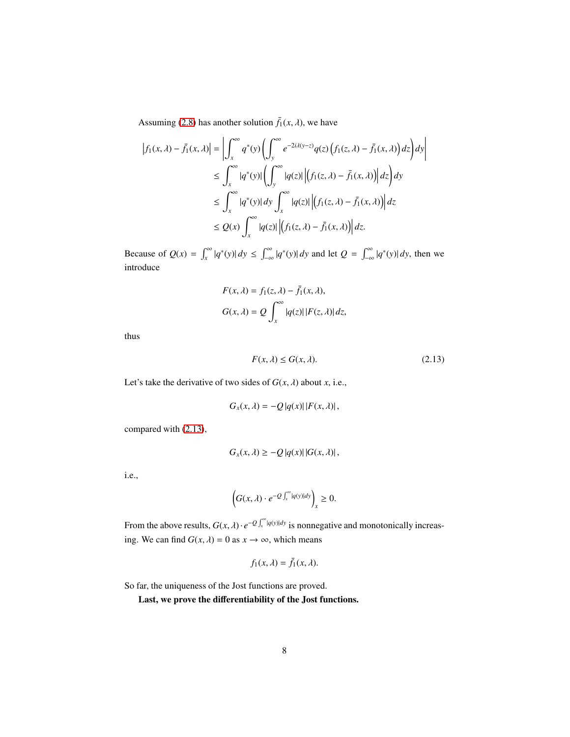Assuming (2.8) has another solution $\bar{f}_1(x,\lambda)$, we have

$$
\begin{aligned}
\left|f_1(x,\lambda) - \bar{f}_1(x,\lambda)\right| &= \left|\int_x^\infty q^*(y)\left(\int_y^\infty e^{-2i\lambda(y-z)} q(z)\left(f_1(z,\lambda) - \bar{f}_1(x,\lambda)\right)dz\right)dy\right| \\
&\leq \int_x^\infty |q^*(y)|\left(\int_y^\infty |q(z)|\left|\left(f_1(z,\lambda) - \bar{f}_1(x,\lambda)\right)\right|dz\right)dy \\
&\leq \int_x^\infty |q^*(y)|\,dy \int_x^\infty |q(z)|\left|\left(f_1(z,\lambda) - \bar{f}_1(x,\lambda)\right)\right|dz \\
&\leq Q(x)\int_x^\infty |q(z)|\left|\left(f_1(z,\lambda) - \bar{f}_1(x,\lambda)\right)\right|dz.
\end{aligned}
$$

Because of $Q(x) = \int_x^\infty |q^*(y)|\,dy \leq \int_{-\infty}^\infty |q^*(y)|\,dy$ and let $Q = \int_{-\infty}^\infty |q^*(y)|\,dy$, then we introduce

$$
\begin{aligned}
F(x,\lambda) &= f_1(z,\lambda) - \bar{f}_1(x,\lambda), \\
G(x,\lambda) &= Q\int_x^\infty |q(z)|\,|F(z,\lambda)|\,dz,
\end{aligned}
$$

thus

$$
F(x,\lambda) \leq G(x,\lambda). \tag{2.13}
$$

Let's take the derivative of two sides of $G(x,\lambda)$ about $x$, i.e.,

$$
G_x(x,\lambda) = -Q\,|q(x)|\,|F(x,\lambda)|,
$$

compared with (2.13),

$$
G_x(x,\lambda) \geq -Q\,|q(x)|\,|G(x,\lambda)|,
$$

i.e.,

$$
\left(G(x,\lambda)\cdot e^{-Q\int_x^\infty |q(y)|dy}\right)_x \geq 0.
$$

From the above results, $G(x,\lambda)\cdot e^{-Q\int_x^\infty |q(y)|dy}$ is nonnegative and monotonically increasing. We can find $G(x,\lambda) = 0$ as $x \to \infty$, which means

$$
f_1(x,\lambda) = \bar{f}_1(x,\lambda).
$$

So far, the uniqueness of the Jost functions are proved.

**Last, we prove the differentiability of the Jost functions.**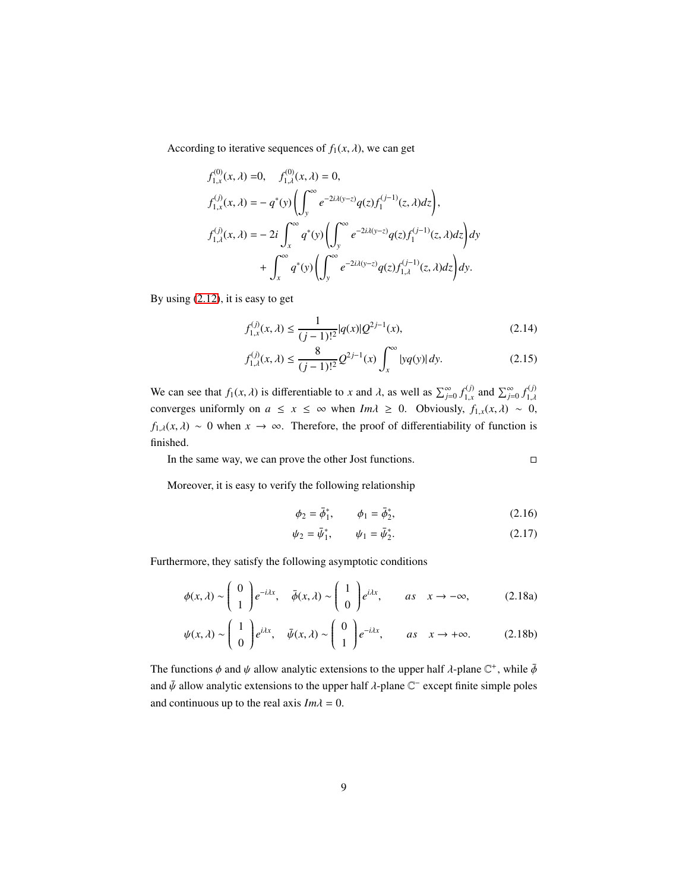According to iterative sequences of $f_1(x,\lambda)$, we can get

$$
\begin{aligned}
f_{1,x}^{(0)}(x,\lambda) =& 0, \quad f_{1,\lambda}^{(0)}(x,\lambda) = 0, \\
f_{1,x}^{(j)}(x,\lambda) =& - q^*(y)\left(\int_y^{\infty} e^{-2i\lambda(y-z)} q(z) f_1^{(j-1)}(z,\lambda) dz\right), \\
f_{1,\lambda}^{(j)}(x,\lambda) =& - 2i \int_x^{\infty} q^*(y)\left(\int_y^{\infty} e^{-2i\lambda(y-z)} q(z) f_1^{(j-1)}(z,\lambda) dz\right) dy \\
&+ \int_x^{\infty} q^*(y)\left(\int_y^{\infty} e^{-2i\lambda(y-z)} q(z) f_{1,\lambda}^{(j-1)}(z,\lambda) dz\right) dy.
\end{aligned}
$$

By using (2.12), it is easy to get

$$
f_{1,x}^{(j)}(x,\lambda) \leq \frac{1}{(j-1)!^2} |q(x)| Q^{2j-1}(x), \tag{2.14}
$$

$$
f_{1,\lambda}^{(j)}(x,\lambda) \leq \frac{8}{(j-1)!^2} Q^{2j-1}(x) \int_x^{\infty} |yq(y)|\, dy. \tag{2.15}
$$

We can see that $f_1(x,\lambda)$ is differentiable to $x$ and $\lambda$, as well as $\sum_{j=0}^{\infty} f_{1,x}^{(j)}$ and $\sum_{j=0}^{\infty} f_{1,\lambda}^{(j)}$ converges uniformly on $a \leq x \leq \infty$ when $Im\lambda \geq 0$. Obviously, $f_{1,x}(x,\lambda) \sim 0$, $f_{1,\lambda}(x,\lambda) \sim 0$ when $x \to \infty$. Therefore, the proof of differentiability of function is finished.

In the same way, we can prove the other Jost functions. □

Moreover, it is easy to verify the following relationship

$$
\phi_2 = \bar{\phi}_1^*, \qquad \phi_1 = \bar{\phi}_2^*, \tag{2.16}
$$

$$
\psi_2 = \bar{\psi}_1^*, \qquad \psi_1 = \bar{\psi}_2^*. \tag{2.17}
$$

Furthermore, they satisfy the following asymptotic conditions

$$
\phi(x,\lambda) \sim \begin{pmatrix} 0 \\ 1 \end{pmatrix} e^{-i\lambda x}, \quad \bar{\phi}(x,\lambda) \sim \begin{pmatrix} 1 \\ 0 \end{pmatrix} e^{i\lambda x}, \qquad as \quad x \to -\infty, \tag{2.18a}
$$

$$
\psi(x,\lambda) \sim \begin{pmatrix} 1 \\ 0 \end{pmatrix} e^{i\lambda x}, \quad \bar{\psi}(x,\lambda) \sim \begin{pmatrix} 0 \\ 1 \end{pmatrix} e^{-i\lambda x}, \qquad as \quad x \to +\infty. \tag{2.18b}
$$

The functions $\phi$ and $\psi$ allow analytic extensions to the upper half $\lambda$-plane $\mathbb{C}^+$, while $\bar{\phi}$ and $\bar{\psi}$ allow analytic extensions to the upper half $\lambda$-plane $\mathbb{C}^-$ except finite simple poles and continuous up to the real axis $Im\lambda = 0$.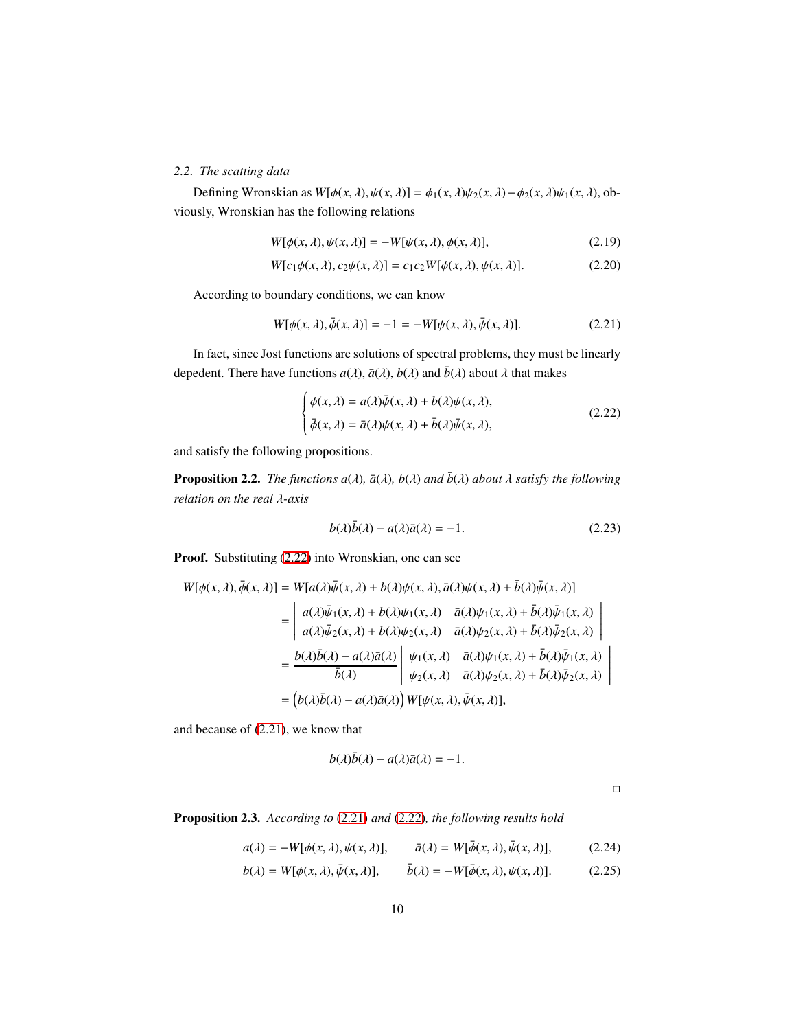*2.2. The scattering data*

Defining Wronskian as $W[\phi(x,\lambda),\psi(x,\lambda)] = \phi_1(x,\lambda)\psi_2(x,\lambda) - \phi_2(x,\lambda)\psi_1(x,\lambda)$, obviously, Wronskian has the following relations

$$W[\phi(x,\lambda),\psi(x,\lambda)] = -W[\psi(x,\lambda),\phi(x,\lambda)], \tag{2.19}$$

$$W[c_1\phi(x,\lambda), c_2\psi(x,\lambda)] = c_1c_2W[\phi(x,\lambda),\psi(x,\lambda)]. \tag{2.20}$$

According to boundary conditions, we can know

$$W[\phi(x,\lambda),\bar{\phi}(x,\lambda)] = -1 = -W[\psi(x,\lambda),\bar{\psi}(x,\lambda)]. \tag{2.21}$$

In fact, since Jost functions are solutions of spectral problems, they must be linearly depedent. There have functions $a(\lambda)$, $\bar{a}(\lambda)$, $b(\lambda)$ and $\bar{b}(\lambda)$ about $\lambda$ that makes

$$\begin{cases} \phi(x,\lambda) = a(\lambda)\bar{\psi}(x,\lambda) + b(\lambda)\psi(x,\lambda), \\ \bar{\phi}(x,\lambda) = \bar{a}(\lambda)\psi(x,\lambda) + \bar{b}(\lambda)\bar{\psi}(x,\lambda), \end{cases} \tag{2.22}$$

and satisfy the following propositions.

**Proposition 2.2.** *The functions $a(\lambda)$, $\bar{a}(\lambda)$, $b(\lambda)$ and $\bar{b}(\lambda)$ about $\lambda$ satisfy the following relation on the real $\lambda$-axis*

$$b(\lambda)\bar{b}(\lambda) - a(\lambda)\bar{a}(\lambda) = -1. \tag{2.23}$$

**Proof.** Substituting (2.22) into Wronskian, one can see

$$\begin{aligned} W[\phi(x,\lambda),\bar{\phi}(x,\lambda)] &= W[a(\lambda)\bar{\psi}(x,\lambda) + b(\lambda)\psi(x,\lambda), \bar{a}(\lambda)\psi(x,\lambda) + \bar{b}(\lambda)\bar{\psi}(x,\lambda)] \\ &= \begin{vmatrix} a(\lambda)\bar{\psi}_1(x,\lambda) + b(\lambda)\psi_1(x,\lambda) & \bar{a}(\lambda)\psi_1(x,\lambda) + \bar{b}(\lambda)\bar{\psi}_1(x,\lambda) \\ a(\lambda)\bar{\psi}_2(x,\lambda) + b(\lambda)\psi_2(x,\lambda) & \bar{a}(\lambda)\psi_2(x,\lambda) + \bar{b}(\lambda)\bar{\psi}_2(x,\lambda) \end{vmatrix} \\ &= \frac{b(\lambda)\bar{b}(\lambda) - a(\lambda)\bar{a}(\lambda)}{\bar{b}(\lambda)} \begin{vmatrix} \psi_1(x,\lambda) & \bar{a}(\lambda)\psi_1(x,\lambda) + \bar{b}(\lambda)\bar{\psi}_1(x,\lambda) \\ \psi_2(x,\lambda) & \bar{a}(\lambda)\psi_2(x,\lambda) + \bar{b}(\lambda)\bar{\psi}_2(x,\lambda) \end{vmatrix} \\ &= \left(b(\lambda)\bar{b}(\lambda) - a(\lambda)\bar{a}(\lambda)\right) W[\psi(x,\lambda),\bar{\psi}(x,\lambda)], \end{aligned}$$

and because of (2.21), we know that

$$b(\lambda)\bar{b}(\lambda) - a(\lambda)\bar{a}(\lambda) = -1.$$

□

**Proposition 2.3.** *According to (2.21) and (2.22), the following results hold*

$$a(\lambda) = -W[\phi(x,\lambda),\psi(x,\lambda)], \qquad \bar{a}(\lambda) = W[\bar{\phi}(x,\lambda),\bar{\psi}(x,\lambda)], \tag{2.24}$$

$$b(\lambda) = W[\phi(x,\lambda),\bar{\psi}(x,\lambda)], \qquad \bar{b}(\lambda) = -W[\bar{\phi}(x,\lambda),\psi(x,\lambda)]. \tag{2.25}$$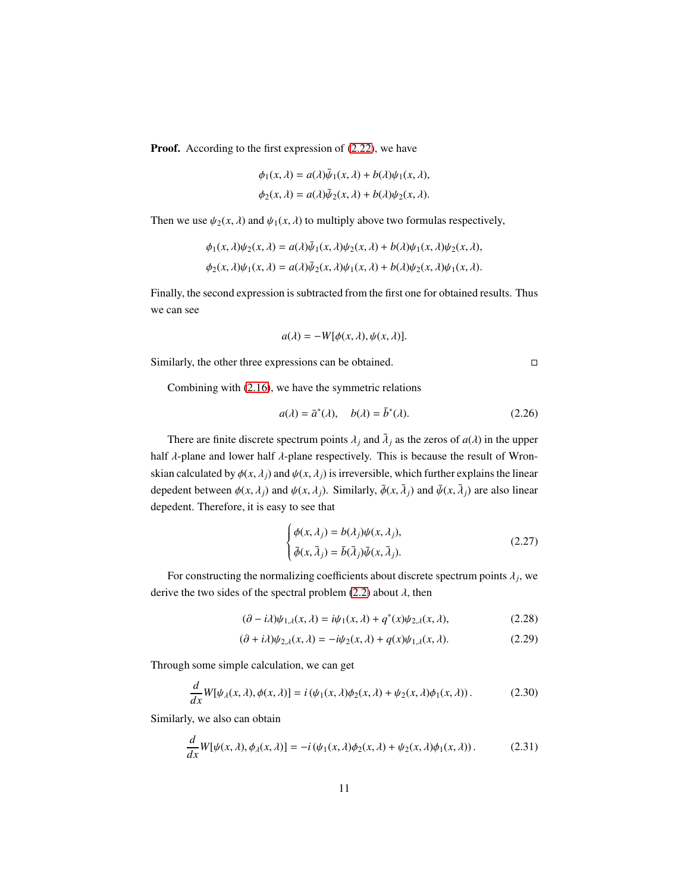**Proof.** According to the first expression of (2.22), we have

$$
\phi_1(x,\lambda) = a(\lambda)\bar{\psi}_1(x,\lambda) + b(\lambda)\psi_1(x,\lambda),
$$

$$
\phi_2(x,\lambda) = a(\lambda)\bar{\psi}_2(x,\lambda) + b(\lambda)\psi_2(x,\lambda).
$$

Then we use $\psi_2(x,\lambda)$ and $\psi_1(x,\lambda)$ to multiply above two formulas respectively,

$$
\phi_1(x,\lambda)\psi_2(x,\lambda) = a(\lambda)\bar{\psi}_1(x,\lambda)\psi_2(x,\lambda) + b(\lambda)\psi_1(x,\lambda)\psi_2(x,\lambda),
$$

$$
\phi_2(x,\lambda)\psi_1(x,\lambda) = a(\lambda)\bar{\psi}_2(x,\lambda)\psi_1(x,\lambda) + b(\lambda)\psi_2(x,\lambda)\psi_1(x,\lambda).
$$

Finally, the second expression is subtracted from the first one for obtained results. Thus we can see

$$
a(\lambda) = -W[\phi(x,\lambda), \psi(x,\lambda)].
$$

Similarly, the other three expressions can be obtained. □

Combining with (2.16), we have the symmetric relations

$$
a(\lambda) = \bar{a}^*(\lambda), \quad b(\lambda) = \bar{b}^*(\lambda). \tag{2.26}
$$

There are finite discrete spectrum points $\lambda_j$ and $\bar{\lambda}_j$ as the zeros of $a(\lambda)$ in the upper half $\lambda$-plane and lower half $\lambda$-plane respectively. This is because the result of Wronskian calculated by $\phi(x,\lambda_j)$ and $\psi(x,\lambda_j)$ is irreversible, which further explains the linear depedent between $\phi(x,\lambda_j)$ and $\psi(x,\lambda_j)$. Similarly, $\bar{\phi}(x,\bar{\lambda}_j)$ and $\bar{\psi}(x,\bar{\lambda}_j)$ are also linear depedent. Therefore, it is easy to see that

$$
\begin{cases}
\phi(x,\lambda_j) = b(\lambda_j)\psi(x,\lambda_j), \\
\bar{\phi}(x,\bar{\lambda}_j) = \bar{b}(\bar{\lambda}_j)\bar{\psi}(x,\bar{\lambda}_j).
\end{cases} \tag{2.27}
$$

For constructing the normalizing coefficients about discrete spectrum points $\lambda_j$, we derive the two sides of the spectral problem (2.2) about $\lambda$, then

$$
(\partial - i\lambda)\psi_{1,\lambda}(x,\lambda) = i\psi_1(x,\lambda) + q^*(x)\psi_{2,\lambda}(x,\lambda), \tag{2.28}
$$

$$
(\partial + i\lambda)\psi_{2,\lambda}(x,\lambda) = -i\psi_2(x,\lambda) + q(x)\psi_{1,\lambda}(x,\lambda). \tag{2.29}
$$

Through some simple calculation, we can get

$$
\frac{d}{dx}W[\psi_\lambda(x,\lambda), \phi(x,\lambda)] = i\left(\psi_1(x,\lambda)\phi_2(x,\lambda) + \psi_2(x,\lambda)\phi_1(x,\lambda)\right). \tag{2.30}
$$

Similarly, we also can obtain

$$
\frac{d}{dx}W[\psi(x,\lambda), \phi_\lambda(x,\lambda)] = -i\left(\psi_1(x,\lambda)\phi_2(x,\lambda) + \psi_2(x,\lambda)\phi_1(x,\lambda)\right). \tag{2.31}
$$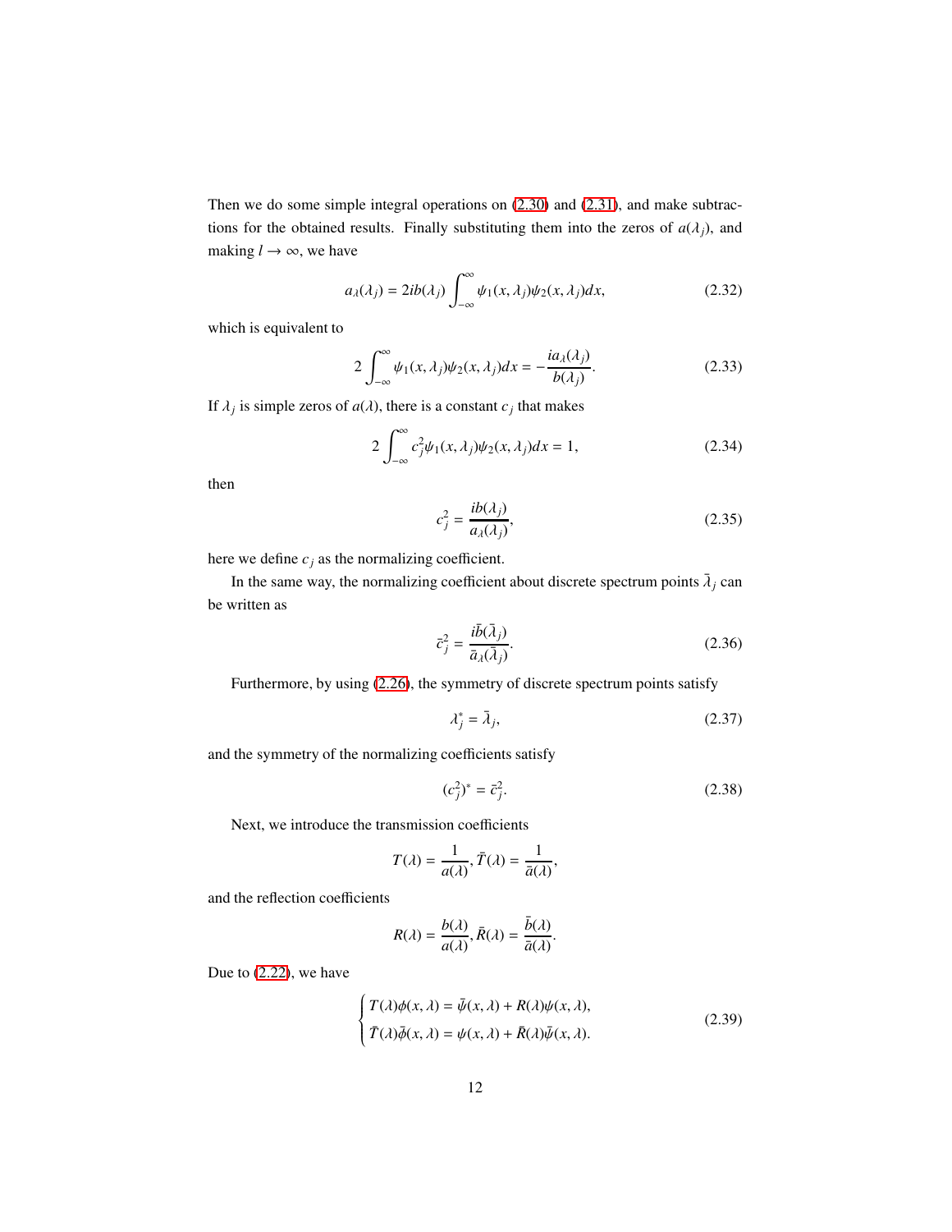Then we do some simple integral operations on (2.30) and (2.31), and make subtractions for the obtained results. Finally substituting them into the zeros of $a(\lambda_j)$, and making $l \to \infty$, we have

$$a_\lambda(\lambda_j) = 2ib(\lambda_j)\int_{-\infty}^{\infty}\psi_1(x,\lambda_j)\psi_2(x,\lambda_j)dx, \tag{2.32}$$

which is equivalent to

$$2\int_{-\infty}^{\infty}\psi_1(x,\lambda_j)\psi_2(x,\lambda_j)dx = -\frac{ia_\lambda(\lambda_j)}{b(\lambda_j)}. \tag{2.33}$$

If $\lambda_j$ is simple zeros of $a(\lambda)$, there is a constant $c_j$ that makes

$$2\int_{-\infty}^{\infty}c_j^2\psi_1(x,\lambda_j)\psi_2(x,\lambda_j)dx = 1, \tag{2.34}$$

then

$$c_j^2 = \frac{ib(\lambda_j)}{a_\lambda(\lambda_j)}, \tag{2.35}$$

here we define $c_j$ as the normalizing coefficient.

In the same way, the normalizing coefficient about discrete spectrum points $\bar{\lambda}_j$ can be written as

$$\bar{c}_j^2 = \frac{i\bar{b}(\bar{\lambda}_j)}{\bar{a}_\lambda(\bar{\lambda}_j)}. \tag{2.36}$$

Furthermore, by using (2.26), the symmetry of discrete spectrum points satisfy

$$\lambda_j^* = \bar{\lambda}_j, \tag{2.37}$$

and the symmetry of the normalizing coefficients satisfy

$$(c_j^2)^* = \bar{c}_j^2. \tag{2.38}$$

Next, we introduce the transmission coefficients

$$T(\lambda) = \frac{1}{a(\lambda)}, \bar{T}(\lambda) = \frac{1}{\bar{a}(\lambda)},$$

and the reflection coefficients

$$R(\lambda) = \frac{b(\lambda)}{a(\lambda)}, \bar{R}(\lambda) = \frac{\bar{b}(\lambda)}{\bar{a}(\lambda)}.$$

Due to (2.22), we have

$$\begin{cases} T(\lambda)\phi(x,\lambda) = \bar{\psi}(x,\lambda) + R(\lambda)\psi(x,\lambda), \\ \bar{T}(\lambda)\bar{\phi}(x,\lambda) = \psi(x,\lambda) + \bar{R}(\lambda)\bar{\psi}(x,\lambda). \end{cases} \tag{2.39}$$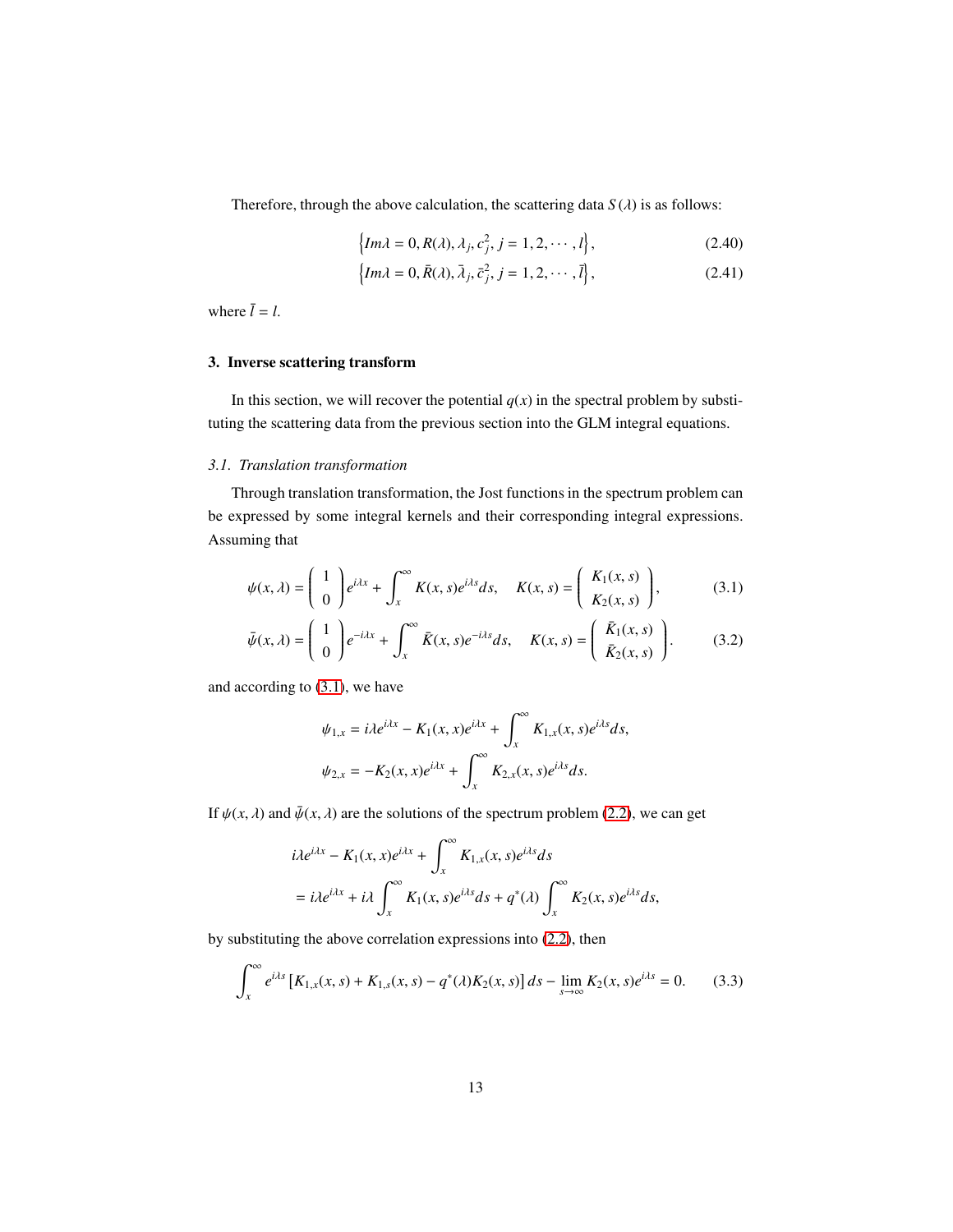Therefore, through the above calculation, the scattering data $S(\lambda)$ is as follows:

$$\left\{ Im\lambda = 0, R(\lambda), \lambda_j, c_j^2, j = 1, 2, \cdots, l \right\}, \tag{2.40}$$

$$\left\{ Im\lambda = 0, \bar{R}(\lambda), \bar{\lambda}_j, \bar{c}_j^2, j = 1, 2, \cdots, \bar{l} \right\}, \tag{2.41}$$

where $\bar{l} = l$.

## 3. Inverse scattering transform

In this section, we will recover the potential $q(x)$ in the spectral problem by substituting the scattering data from the previous section into the GLM integral equations.

### *3.1. Translation transformation*

Through translation transformation, the Jost functions in the spectrum problem can be expressed by some integral kernels and their corresponding integral expressions. Assuming that

$$\psi(x,\lambda) = \begin{pmatrix} 1 \\ 0 \end{pmatrix} e^{i\lambda x} + \int_x^\infty K(x,s) e^{i\lambda s} ds, \quad K(x,s) = \begin{pmatrix} K_1(x,s) \\ K_2(x,s) \end{pmatrix}, \tag{3.1}$$

$$\bar{\psi}(x,\lambda) = \begin{pmatrix} 1 \\ 0 \end{pmatrix} e^{-i\lambda x} + \int_x^\infty \bar{K}(x,s) e^{-i\lambda s} ds, \quad K(x,s) = \begin{pmatrix} \bar{K}_1(x,s) \\ \bar{K}_2(x,s) \end{pmatrix}. \tag{3.2}$$

and according to (3.1), we have

$$\psi_{1,x} = i\lambda e^{i\lambda x} - K_1(x,x) e^{i\lambda x} + \int_x^\infty K_{1,x}(x,s) e^{i\lambda s} ds,$$

$$\psi_{2,x} = -K_2(x,x) e^{i\lambda x} + \int_x^\infty K_{2,x}(x,s) e^{i\lambda s} ds.$$

If $\psi(x,\lambda)$ and $\bar{\psi}(x,\lambda)$ are the solutions of the spectrum problem (2.2), we can get

$$\begin{aligned}
& i\lambda e^{i\lambda x} - K_1(x,x) e^{i\lambda x} + \int_x^\infty K_{1,x}(x,s) e^{i\lambda s} ds \\
&= i\lambda e^{i\lambda x} + i\lambda \int_x^\infty K_1(x,s) e^{i\lambda s} ds + q^*(\lambda) \int_x^\infty K_2(x,s) e^{i\lambda s} ds,
\end{aligned}$$

by substituting the above correlation expressions into (2.2), then

$$\int_x^\infty e^{i\lambda s} \left[ K_{1,x}(x,s) + K_{1,s}(x,s) - q^*(\lambda) K_2(x,s) \right] ds - \lim_{s\to\infty} K_2(x,s) e^{i\lambda s} = 0. \tag{3.3}$$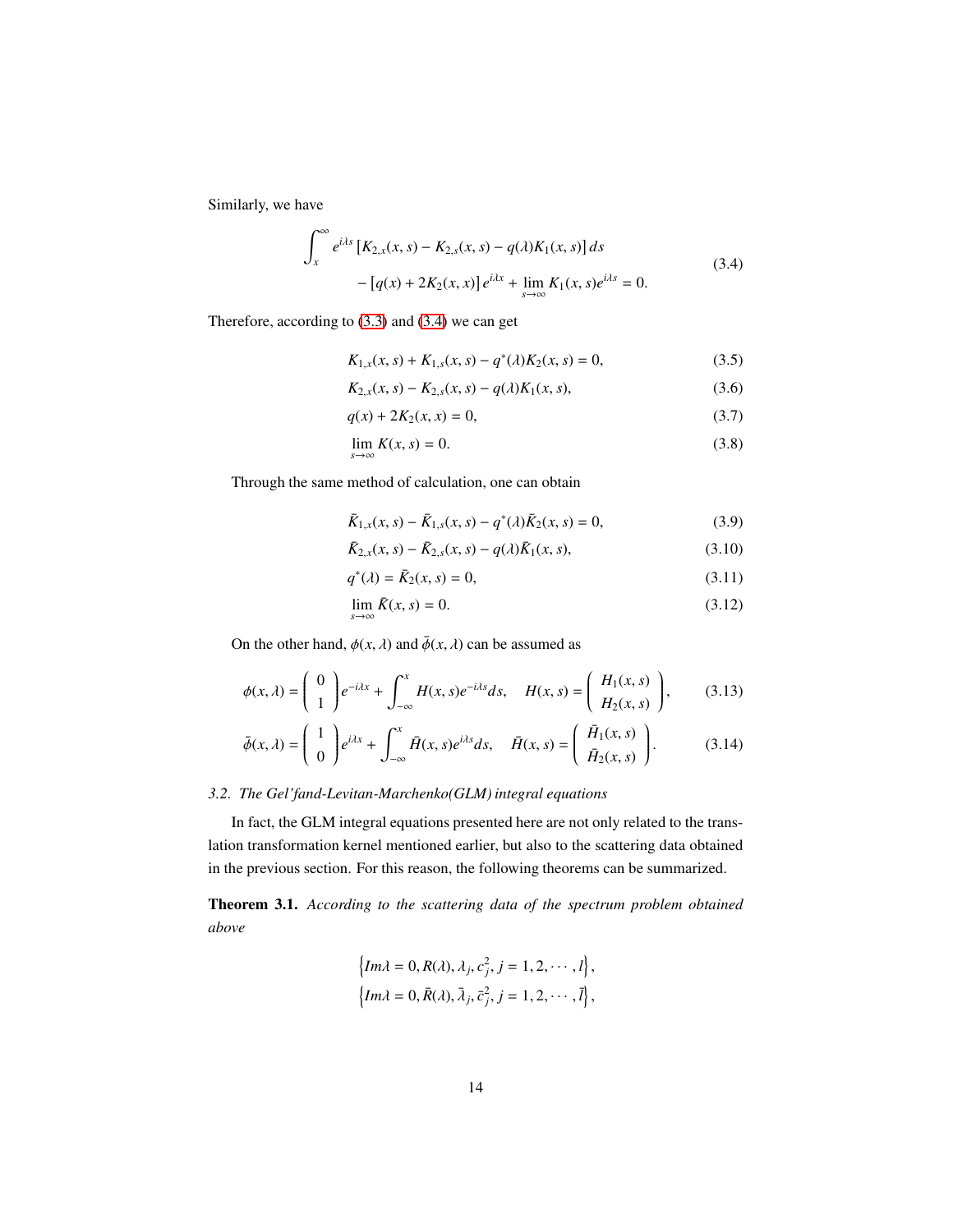Similarly, we have

$$
\begin{aligned}
\int_x^{\infty} e^{i\lambda s}\left[K_{2,x}(x,s) - K_{2,s}(x,s) - q(\lambda)K_1(x,s)\right]ds \\
- \left[q(x) + 2K_2(x,x)\right]e^{i\lambda x} + \lim_{s\to\infty} K_1(x,s)e^{i\lambda s} = 0.
\end{aligned}
\tag{3.4}
$$

Therefore, according to (3.3) and (3.4) we can get

$$
K_{1,x}(x,s) + K_{1,s}(x,s) - q^*(\lambda)K_2(x,s) = 0, \tag{3.5}
$$

$$
K_{2,x}(x,s) - K_{2,s}(x,s) - q(\lambda)K_1(x,s), \tag{3.6}
$$

$$
q(x) + 2K_2(x,x) = 0, \tag{3.7}
$$

$$
\lim_{s\to\infty} K(x,s) = 0. \tag{3.8}
$$

Through the same method of calculation, one can obtain

$$
\bar{K}_{1,x}(x,s) - \bar{K}_{1,s}(x,s) - q^*(\lambda)\bar{K}_2(x,s) = 0, \tag{3.9}
$$

$$
\bar{K}_{2,x}(x,s) - \bar{K}_{2,s}(x,s) - q(\lambda)\bar{K}_1(x,s), \tag{3.10}
$$

$$
q^*(\lambda) = \bar{K}_2(x,s) = 0, \tag{3.11}
$$

$$
\lim_{s\to\infty} \bar{K}(x,s) = 0. \tag{3.12}
$$

On the other hand, $\phi(x,\lambda)$ and $\bar{\phi}(x,\lambda)$ can be assumed as

$$
\phi(x,\lambda) = \begin{pmatrix} 0 \\ 1 \end{pmatrix} e^{-i\lambda x} + \int_{-\infty}^{x} H(x,s)e^{-i\lambda s}ds, \quad H(x,s) = \begin{pmatrix} H_1(x,s) \\ H_2(x,s) \end{pmatrix}, \tag{3.13}
$$

$$
\bar{\phi}(x,\lambda) = \begin{pmatrix} 1 \\ 0 \end{pmatrix} e^{i\lambda x} + \int_{-\infty}^{x} \bar{H}(x,s)e^{i\lambda s}ds, \quad \bar{H}(x,s) = \begin{pmatrix} \bar{H}_1(x,s) \\ \bar{H}_2(x,s) \end{pmatrix}. \tag{3.14}
$$

### *3.2. The Gel'fand-Levitan-Marchenko(GLM) integral equations*

In fact, the GLM integral equations presented here are not only related to the translation transformation kernel mentioned earlier, but also to the scattering data obtained in the previous section. For this reason, the following theorems can be summarized.

**Theorem 3.1.** *According to the scattering data of the spectrum problem obtained above*

$$
\left\{Im\lambda = 0, R(\lambda), \lambda_j, c_j^2, j = 1, 2, \cdots, l\right\},
$$

$$
\left\{Im\lambda = 0, \bar{R}(\lambda), \bar{\lambda}_j, \bar{c}_j^2, j = 1, 2, \cdots, \bar{l}\right\},
$$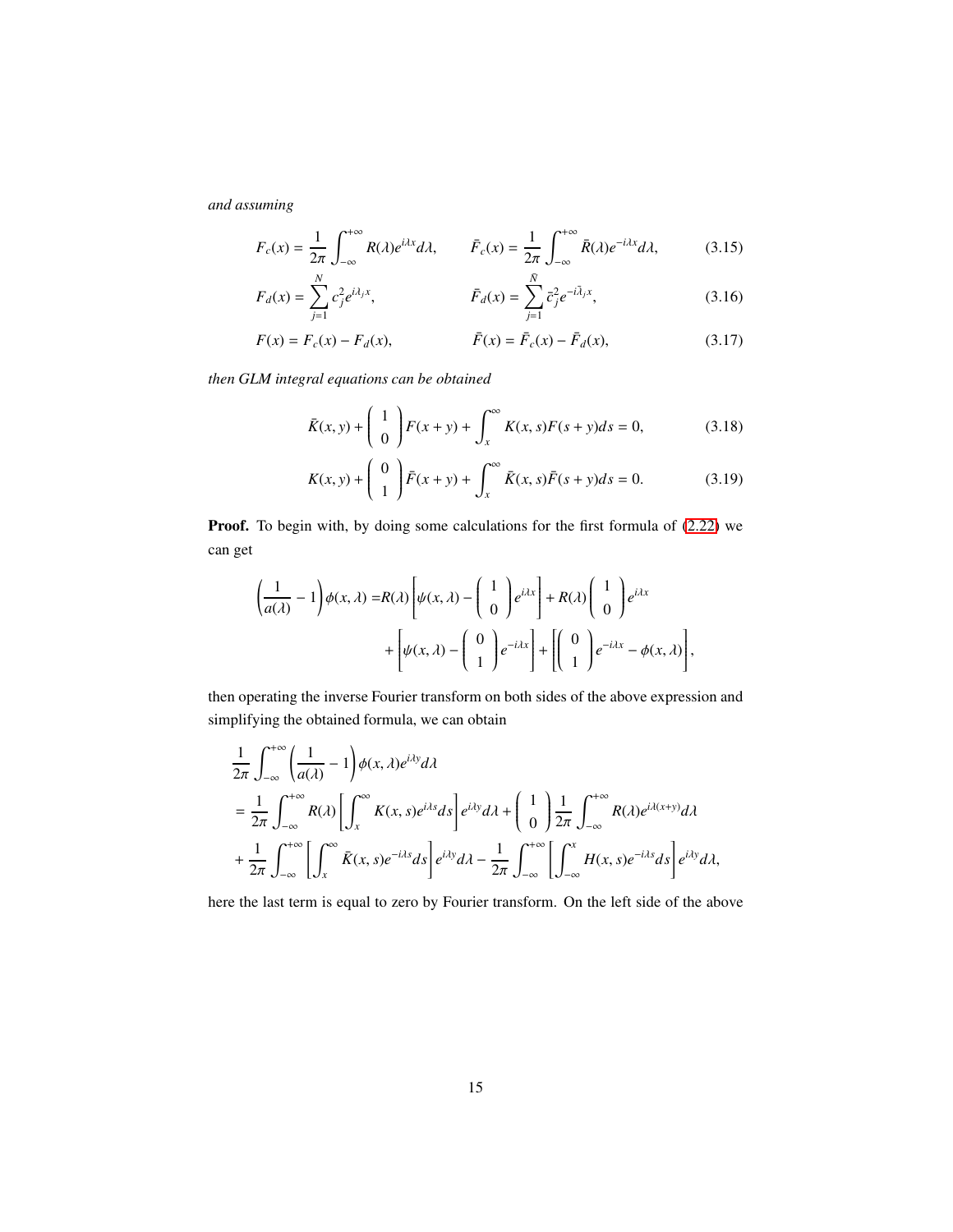*and assuming*

$$F_c(x) = \frac{1}{2\pi}\int_{-\infty}^{+\infty} R(\lambda)e^{i\lambda x}d\lambda, \qquad \bar{F}_c(x) = \frac{1}{2\pi}\int_{-\infty}^{+\infty} \bar{R}(\lambda)e^{-i\lambda x}d\lambda, \tag{3.15}$$

$$F_d(x) = \sum_{j=1}^{N} c_j^2 e^{i\lambda_j x}, \qquad \bar{F}_d(x) = \sum_{j=1}^{\bar{N}} \bar{c}_j^2 e^{-i\bar{\lambda}_j x}, \tag{3.16}$$

$$F(x) = F_c(x) - F_d(x), \qquad \bar{F}(x) = \bar{F}_c(x) - \bar{F}_d(x), \tag{3.17}$$

*then GLM integral equations can be obtained*

$$\bar{K}(x,y) + \begin{pmatrix} 1 \\ 0 \end{pmatrix} F(x+y) + \int_x^{\infty} K(x,s)F(s+y)ds = 0, \tag{3.18}$$

$$K(x,y) + \begin{pmatrix} 0 \\ 1 \end{pmatrix} \bar{F}(x+y) + \int_x^{\infty} \bar{K}(x,s)\bar{F}(s+y)ds = 0. \tag{3.19}$$

**Proof.** To begin with, by doing some calculations for the first formula of (2.22) we can get

$$\begin{aligned}
\left(\frac{1}{a(\lambda)} - 1\right)\phi(x,\lambda) =& R(\lambda)\left[\psi(x,\lambda) - \begin{pmatrix} 1 \\ 0 \end{pmatrix} e^{i\lambda x}\right] + R(\lambda)\begin{pmatrix} 1 \\ 0 \end{pmatrix} e^{i\lambda x} \\
&+ \left[\psi(x,\lambda) - \begin{pmatrix} 0 \\ 1 \end{pmatrix} e^{-i\lambda x}\right] + \left[\begin{pmatrix} 0 \\ 1 \end{pmatrix} e^{-i\lambda x} - \phi(x,\lambda)\right],
\end{aligned}$$

then operating the inverse Fourier transform on both sides of the above expression and simplifying the obtained formula, we can obtain

$$\begin{aligned}
&\frac{1}{2\pi}\int_{-\infty}^{+\infty}\left(\frac{1}{a(\lambda)} - 1\right)\phi(x,\lambda)e^{i\lambda y}d\lambda \\
&= \frac{1}{2\pi}\int_{-\infty}^{+\infty} R(\lambda)\left[\int_x^{\infty} K(x,s)e^{i\lambda s}ds\right]e^{i\lambda y}d\lambda + \begin{pmatrix} 1 \\ 0 \end{pmatrix}\frac{1}{2\pi}\int_{-\infty}^{+\infty} R(\lambda)e^{i\lambda(x+y)}d\lambda \\
&+ \frac{1}{2\pi}\int_{-\infty}^{+\infty}\left[\int_x^{\infty} \bar{K}(x,s)e^{-i\lambda s}ds\right]e^{i\lambda y}d\lambda - \frac{1}{2\pi}\int_{-\infty}^{+\infty}\left[\int_{-\infty}^{x} H(x,s)e^{-i\lambda s}ds\right]e^{i\lambda y}d\lambda,
\end{aligned}$$

here the last term is equal to zero by Fourier transform. On the left side of the above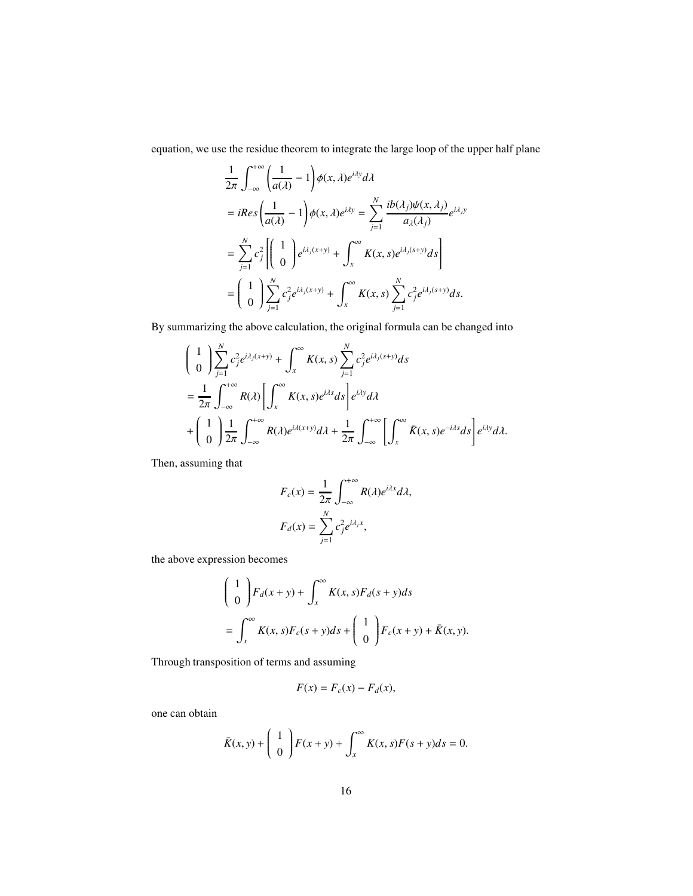equation, we use the residue theorem to integrate the large loop of the upper half plane

$$
\begin{aligned}
&\frac{1}{2\pi}\int_{-\infty}^{+\infty}\left(\frac{1}{a(\lambda)}-1\right)\phi(x,\lambda)e^{i\lambda y}d\lambda \\
&= iRes\left(\frac{1}{a(\lambda)}-1\right)\phi(x,\lambda)e^{i\lambda y} = \sum_{j=1}^{N}\frac{ib(\lambda_j)\psi(x,\lambda_j)}{a_\lambda(\lambda_j)}e^{i\lambda_j y} \\
&= \sum_{j=1}^{N}c_j^2\left[\begin{pmatrix}1\\0\end{pmatrix}e^{i\lambda_j(x+y)}+\int_x^\infty K(x,s)e^{i\lambda_j(s+y)}ds\right] \\
&= \begin{pmatrix}1\\0\end{pmatrix}\sum_{j=1}^{N}c_j^2e^{i\lambda_j(x+y)}+\int_x^\infty K(x,s)\sum_{j=1}^{N}c_j^2e^{i\lambda_j(s+y)}ds.
\end{aligned}
$$

By summarizing the above calculation, the original formula can be changed into

$$
\begin{aligned}
&\begin{pmatrix}1\\0\end{pmatrix}\sum_{j=1}^{N}c_j^2e^{i\lambda_j(x+y)}+\int_x^\infty K(x,s)\sum_{j=1}^{N}c_j^2e^{i\lambda_j(s+y)}ds \\
&= \frac{1}{2\pi}\int_{-\infty}^{+\infty}R(\lambda)\left[\int_x^\infty K(x,s)e^{i\lambda s}ds\right]e^{i\lambda y}d\lambda \\
&+\begin{pmatrix}1\\0\end{pmatrix}\frac{1}{2\pi}\int_{-\infty}^{+\infty}R(\lambda)e^{i\lambda(x+y)}d\lambda+\frac{1}{2\pi}\int_{-\infty}^{+\infty}\left[\int_x^\infty \bar{K}(x,s)e^{-i\lambda s}ds\right]e^{i\lambda y}d\lambda.
\end{aligned}
$$

Then, assuming that

$$
\begin{aligned}
F_c(x) &= \frac{1}{2\pi}\int_{-\infty}^{+\infty}R(\lambda)e^{i\lambda x}d\lambda, \\
F_d(x) &= \sum_{j=1}^{N}c_j^2e^{i\lambda_j x},
\end{aligned}
$$

the above expression becomes

$$
\begin{aligned}
&\begin{pmatrix}1\\0\end{pmatrix}F_d(x+y)+\int_x^\infty K(x,s)F_d(s+y)ds \\
&= \int_x^\infty K(x,s)F_c(s+y)ds+\begin{pmatrix}1\\0\end{pmatrix}F_c(x+y)+\bar{K}(x,y).
\end{aligned}
$$

Through transposition of terms and assuming

$$
F(x) = F_c(x) - F_d(x),
$$

one can obtain

$$
\bar{K}(x,y)+\begin{pmatrix}1\\0\end{pmatrix}F(x+y)+\int_x^\infty K(x,s)F(s+y)ds = 0.
$$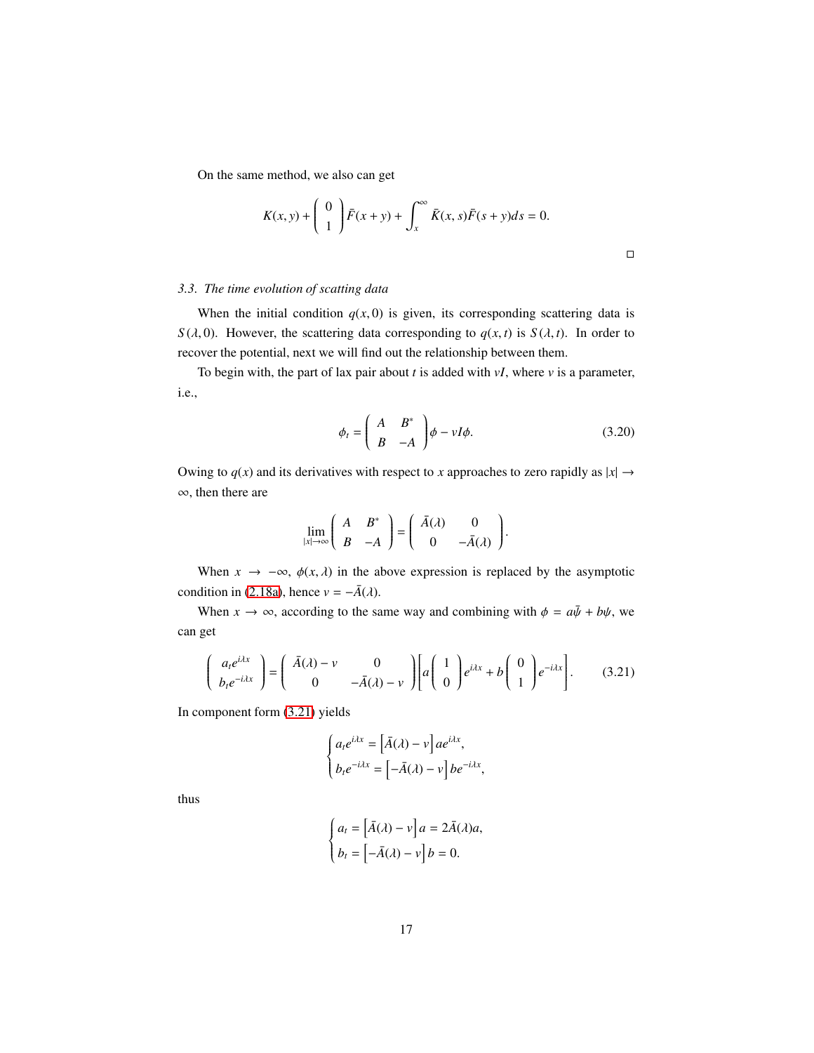On the same method, we also can get

$$K(x,y)+\begin{pmatrix}0\\1\end{pmatrix}\bar{F}(x+y)+\int_x^{\infty}\bar{K}(x,s)\bar{F}(s+y)ds=0.$$

□

### 3.3. The time evolution of scatting data

When the initial condition $q(x,0)$ is given, its corresponding scattering data is $S(\lambda,0)$. However, the scattering data corresponding to $q(x,t)$ is $S(\lambda,t)$. In order to recover the potential, next we will find out the relationship between them.

To begin with, the part of lax pair about $t$ is added with $vI$, where $v$ is a parameter, i.e.,

$$\phi_t=\begin{pmatrix}A & B^*\\ B & -A\end{pmatrix}\phi-vI\phi. \tag{3.20}$$

Owing to $q(x)$ and its derivatives with respect to $x$ approaches to zero rapidly as $|x|\to\infty$, then there are

$$\lim_{|x|\to\infty}\begin{pmatrix}A & B^*\\ B & -A\end{pmatrix}=\begin{pmatrix}\bar{A}(\lambda) & 0\\ 0 & -\bar{A}(\lambda)\end{pmatrix}.$$

When $x\to-\infty$, $\phi(x,\lambda)$ in the above expression is replaced by the asymptotic condition in (2.18a), hence $v=-\bar{A}(\lambda)$.

When $x\to\infty$, according to the same way and combining with $\phi=a\bar{\psi}+b\psi$, we can get

$$\begin{pmatrix}a_te^{i\lambda x}\\ b_te^{-i\lambda x}\end{pmatrix}=\begin{pmatrix}\bar{A}(\lambda)-v & 0\\ 0 & -\bar{A}(\lambda)-v\end{pmatrix}\left[a\begin{pmatrix}1\\0\end{pmatrix}e^{i\lambda x}+b\begin{pmatrix}0\\1\end{pmatrix}e^{-i\lambda x}\right]. \tag{3.21}$$

In component form (3.21) yields

$$\begin{cases}a_te^{i\lambda x}=\left[\bar{A}(\lambda)-v\right]ae^{i\lambda x},\\ b_te^{-i\lambda x}=\left[-\bar{A}(\lambda)-v\right]be^{-i\lambda x},\end{cases}$$

thus

$$\begin{cases}a_t=\left[\bar{A}(\lambda)-v\right]a=2\bar{A}(\lambda)a,\\ b_t=\left[-\bar{A}(\lambda)-v\right]b=0.\end{cases}$$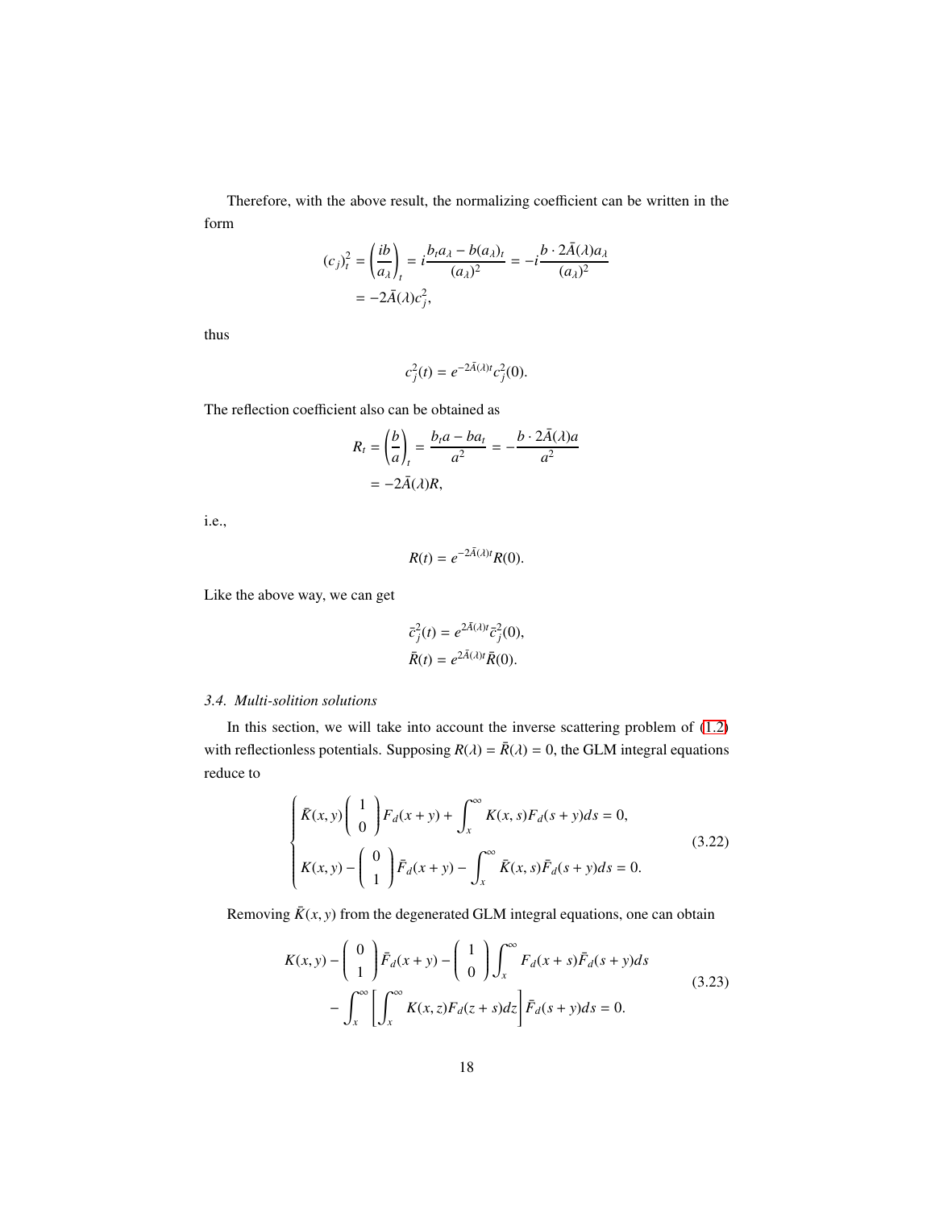Therefore, with the above result, the normalizing coefficient can be written in the form

$$
\begin{aligned}
(c_j)_t^2 &= \left(\frac{ib}{a_\lambda}\right)_t = i\frac{b_t a_\lambda - b(a_\lambda)_t}{(a_\lambda)^2} = -i\frac{b \cdot 2\bar{A}(\lambda) a_\lambda}{(a_\lambda)^2} \\
&= -2\bar{A}(\lambda) c_j^2,
\end{aligned}
$$

thus

$$
c_j^2(t) = e^{-2\bar{A}(\lambda)t} c_j^2(0).
$$

The reflection coefficient also can be obtained as

$$
\begin{aligned}
R_t &= \left(\frac{b}{a}\right)_t = \frac{b_t a - b a_t}{a^2} = -\frac{b \cdot 2\bar{A}(\lambda) a}{a^2} \\
&= -2\bar{A}(\lambda) R,
\end{aligned}
$$

i.e.,

$$
R(t) = e^{-2\bar{A}(\lambda)t} R(0).
$$

Like the above way, we can get

$$
\begin{aligned}
\bar{c}_j^2(t) &= e^{2\bar{A}(\lambda)t} \bar{c}_j^2(0), \\
\bar{R}(t) &= e^{2\bar{A}(\lambda)t} \bar{R}(0).
\end{aligned}
$$

### *3.4. Multi-solition solutions*

In this section, we will take into account the inverse scattering problem of (1.2) with reflectionless potentials. Supposing $R(\lambda) = \bar{R}(\lambda) = 0$, the GLM integral equations reduce to

$$
\begin{cases}
\bar{K}(x,y)\begin{pmatrix} 1 \\ 0 \end{pmatrix} F_d(x+y) + \displaystyle\int_x^\infty K(x,s) F_d(s+y) ds = 0, \\
K(x,y) - \begin{pmatrix} 0 \\ 1 \end{pmatrix} \bar{F}_d(x+y) - \displaystyle\int_x^\infty \bar{K}(x,s) \bar{F}_d(s+y) ds = 0.
\end{cases}
\tag{3.22}
$$

Removing $\bar{K}(x,y)$ from the degenerated GLM integral equations, one can obtain

$$
\begin{aligned}
K(x,y) &- \begin{pmatrix} 0 \\ 1 \end{pmatrix} \bar{F}_d(x+y) - \begin{pmatrix} 1 \\ 0 \end{pmatrix} \int_x^\infty F_d(x+s) \bar{F}_d(s+y) ds \\
&- \int_x^\infty \left[ \int_x^\infty K(x,z) F_d(z+s) dz \right] \bar{F}_d(s+y) ds = 0.
\end{aligned}
\tag{3.23}
$$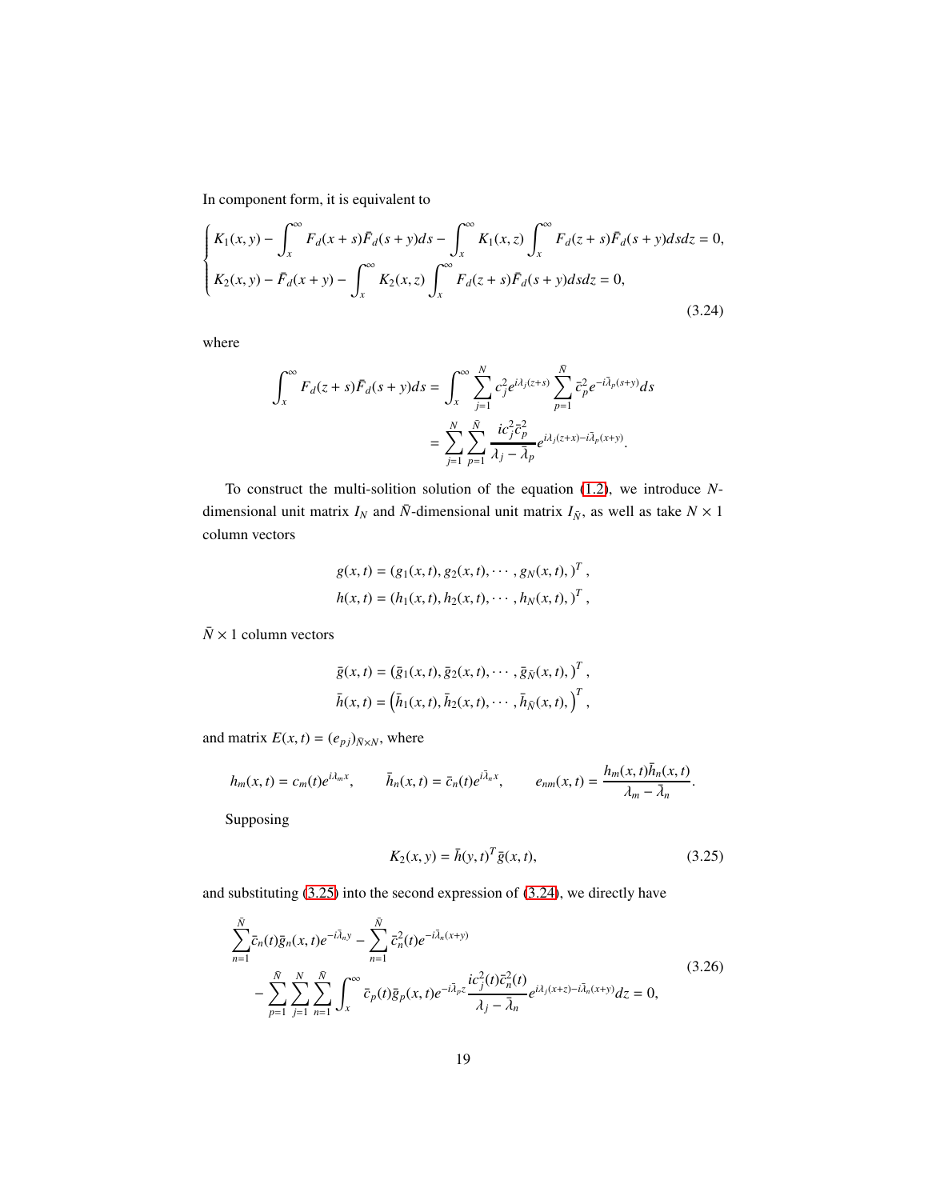In component form, it is equivalent to

$$
\begin{cases}
K_1(x,y) - \displaystyle\int_x^{\infty} F_d(x+s)\bar{F}_d(s+y)ds - \int_x^{\infty} K_1(x,z)\int_x^{\infty} F_d(z+s)\bar{F}_d(s+y)dsdz = 0, \\
K_2(x,y) - \bar{F}_d(x+y) - \displaystyle\int_x^{\infty} K_2(x,z)\int_x^{\infty} F_d(z+s)\bar{F}_d(s+y)dsdz = 0,
\end{cases}
\tag{3.24}
$$

where

$$
\begin{aligned}
\int_x^{\infty} F_d(z+s)\bar{F}_d(s+y)ds &= \int_x^{\infty} \sum_{j=1}^{N} c_j^2 e^{i\lambda_j(z+s)} \sum_{p=1}^{\bar{N}} \bar{c}_p^2 e^{-i\bar{\lambda}_p(s+y)} ds \\
&= \sum_{j=1}^{N}\sum_{p=1}^{\bar{N}} \frac{ic_j^2\bar{c}_p^2}{\lambda_j - \bar{\lambda}_p} e^{i\lambda_j(z+x)-i\bar{\lambda}_p(x+y)}.
\end{aligned}
$$

To construct the multi-solition solution of the equation (1.2), we introduce $N$-dimensional unit matrix $I_N$ and $\bar{N}$-dimensional unit matrix $I_{\bar{N}}$, as well as take $N \times 1$ column vectors

$$
\begin{aligned}
g(x,t) &= (g_1(x,t), g_2(x,t), \cdots, g_N(x,t),)^T, \\
h(x,t) &= (h_1(x,t), h_2(x,t), \cdots, h_N(x,t),)^T,
\end{aligned}
$$

$\bar{N} \times 1$ column vectors

$$
\begin{aligned}
\bar{g}(x,t) &= (\bar{g}_1(x,t), \bar{g}_2(x,t), \cdots, \bar{g}_{\bar{N}}(x,t),)^T, \\
\bar{h}(x,t) &= \left(\bar{h}_1(x,t), \bar{h}_2(x,t), \cdots, \bar{h}_{\bar{N}}(x,t),\right)^T,
\end{aligned}
$$

and matrix $E(x,t) = (e_{pj})_{\bar{N}\times N}$, where

$$
h_m(x,t) = c_m(t)e^{i\lambda_m x}, \qquad \bar{h}_n(x,t) = \bar{c}_n(t)e^{i\bar{\lambda}_n x}, \qquad e_{nm}(x,t) = \frac{h_m(x,t)\bar{h}_n(x,t)}{\lambda_m - \bar{\lambda}_n}.
$$

Supposing

$$
K_2(x,y) = \bar{h}(y,t)^T \bar{g}(x,t), \tag{3.25}
$$

and substituting (3.25) into the second expression of (3.24), we directly have

$$
\begin{aligned}
&\sum_{n=1}^{\bar{N}} \bar{c}_n(t)\bar{g}_n(x,t)e^{-i\bar{\lambda}_n y} - \sum_{n=1}^{\bar{N}} \bar{c}_n^2(t)e^{-i\bar{\lambda}_n(x+y)} \\
&\quad - \sum_{p=1}^{\bar{N}}\sum_{j=1}^{N}\sum_{n=1}^{\bar{N}} \int_x^{\infty} \bar{c}_p(t)\bar{g}_p(x,t)e^{-i\bar{\lambda}_p z} \frac{ic_j^2(t)\bar{c}_n^2(t)}{\lambda_j - \bar{\lambda}_n} e^{i\lambda_j(x+z)-i\bar{\lambda}_n(x+y)}dz = 0,
\end{aligned}
\tag{3.26}
$$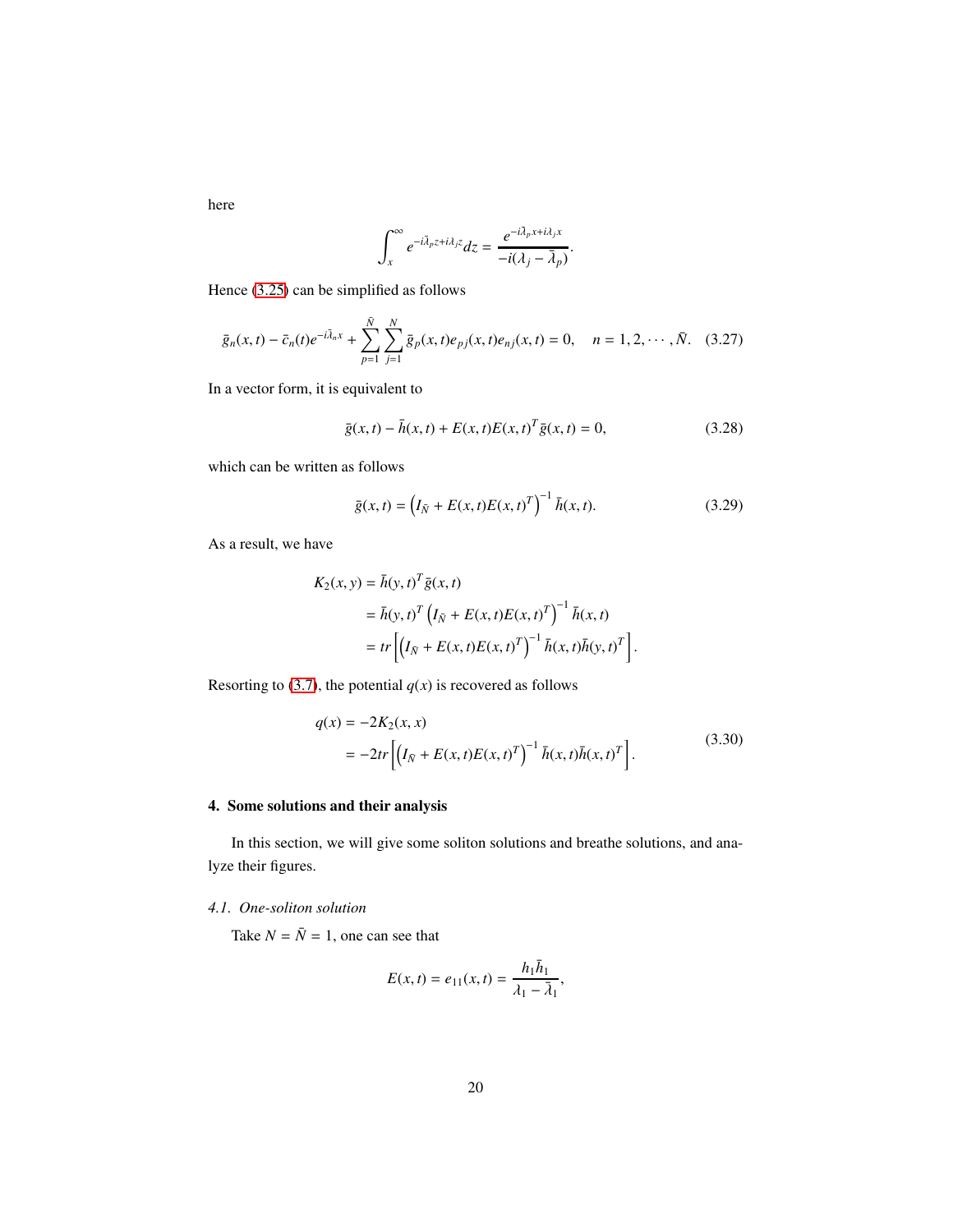here

$$
\int_x^\infty e^{-i\bar{\lambda}_p z + i\lambda_j z} dz = \frac{e^{-i\bar{\lambda}_p x + i\lambda_j x}}{-i(\lambda_j - \bar{\lambda}_p)}.
$$

Hence (3.25) can be simplified as follows

$$
\bar{g}_n(x,t) - \bar{c}_n(t) e^{-i\bar{\lambda}_n x} + \sum_{p=1}^{\bar{N}} \sum_{j=1}^{N} \bar{g}_p(x,t) e_{pj}(x,t) e_{nj}(x,t) = 0, \quad n = 1, 2, \cdots, \bar{N}. \tag{3.27}
$$

In a vector form, it is equivalent to

$$
\bar{g}(x,t) - \bar{h}(x,t) + E(x,t)E(x,t)^T \bar{g}(x,t) = 0, \tag{3.28}
$$

which can be written as follows

$$
\bar{g}(x,t) = \left( I_{\bar{N}} + E(x,t)E(x,t)^T \right)^{-1} \bar{h}(x,t). \tag{3.29}
$$

As a result, we have

$$
\begin{aligned}
K_2(x,y) &= \bar{h}(y,t)^T \bar{g}(x,t) \\
&= \bar{h}(y,t)^T \left( I_{\bar{N}} + E(x,t)E(x,t)^T \right)^{-1} \bar{h}(x,t) \\
&= tr \left[ \left( I_{\bar{N}} + E(x,t)E(x,t)^T \right)^{-1} \bar{h}(x,t) \bar{h}(y,t)^T \right].
\end{aligned}
$$

Resorting to (3.7), the potential $q(x)$ is recovered as follows

$$
\begin{aligned}
q(x) &= -2K_2(x,x) \\
&= -2tr \left[ \left( I_{\bar{N}} + E(x,t)E(x,t)^T \right)^{-1} \bar{h}(x,t) \bar{h}(x,t)^T \right].
\end{aligned} \tag{3.30}
$$

## 4. Some solutions and their analysis

In this section, we will give some soliton solutions and breathe solutions, and analyze their figures.

### 4.1. One-soliton solution

Take $N = \bar{N} = 1$, one can see that

$$
E(x,t) = e_{11}(x,t) = \frac{h_1 \bar{h}_1}{\lambda_1 - \bar{\lambda}_1},
$$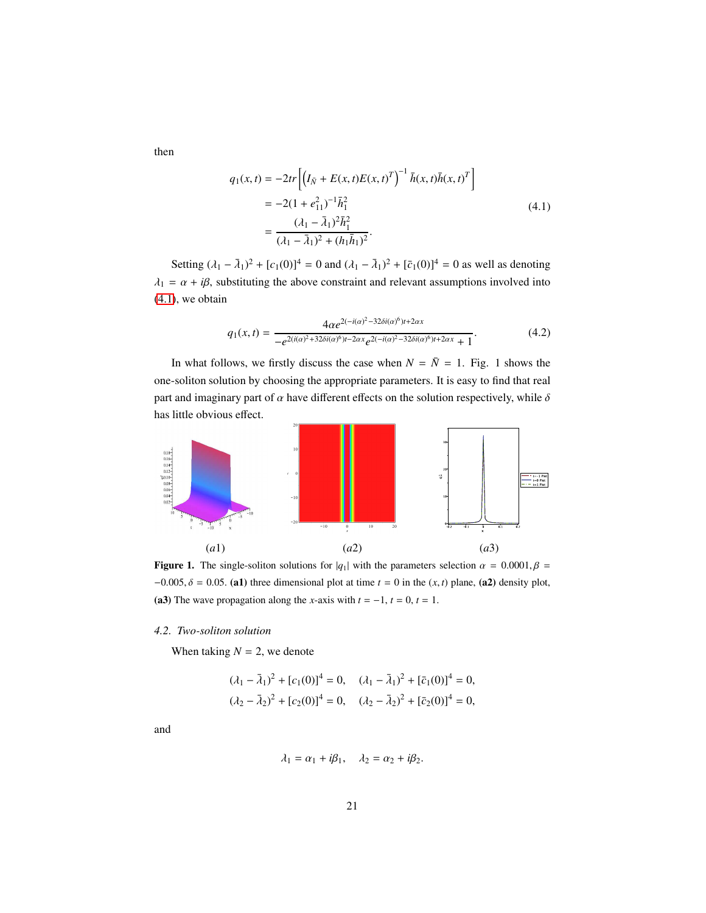then

$$
\begin{aligned}
q_1(x,t) &= -2tr\left[\left(I_{\bar{N}} + E(x,t)E(x,t)^T\right)^{-1} \bar{h}(x,t)\bar{h}(x,t)^T\right] \\
&= -2(1+e_{11}^2)^{-1}\bar{h}_1^2 \\
&= \frac{(\lambda_1 - \bar{\lambda}_1)^2 \bar{h}_1^2}{(\lambda_1 - \bar{\lambda}_1)^2 + (h_1\bar{h}_1)^2}.
\end{aligned}
\tag{4.1}
$$

Setting $(\lambda_1 - \bar{\lambda}_1)^2 + [c_1(0)]^4 = 0$ and $(\lambda_1 - \bar{\lambda}_1)^2 + [\bar{c}_1(0)]^4 = 0$ as well as denoting $\lambda_1 = \alpha + i\beta$, substituting the above constraint and relevant assumptions involved into (4.1), we obtain

$$
q_1(x,t) = \frac{4\alpha e^{2(-i(\alpha)^2 - 32\delta i(\alpha)^6)t + 2\alpha x}}{-e^{2(i(\alpha)^2 + 32\delta i(\alpha)^6)t - 2\alpha x} e^{2(-i(\alpha)^2 - 32\delta i(\alpha)^6)t + 2\alpha x} + 1}.
\tag{4.2}
$$

In what follows, we firstly discuss the case when $N = \bar{N} = 1$. Fig. 1 shows the one-soliton solution by choosing the appropriate parameters. It is easy to find that real part and imaginary part of $\alpha$ have different effects on the solution respectively, while $\delta$ has little obvious effect.

(a1) (a2) (a3)

**Figure 1.** The single-soliton solutions for $|q_1|$ with the parameters selection $\alpha = 0.0001, \beta = -0.005, \delta = 0.05$. **(a1)** three dimensional plot at time $t = 0$ in the $(x,t)$ plane, **(a2)** density plot, **(a3)** The wave propagation along the $x$-axis with $t = -1$, $t = 0$, $t = 1$.

### *4.2. Two-soliton solution*

When taking $N = 2$, we denote

$$
\begin{aligned}
&(\lambda_1 - \bar{\lambda}_1)^2 + [c_1(0)]^4 = 0, \quad (\lambda_1 - \bar{\lambda}_1)^2 + [\bar{c}_1(0)]^4 = 0, \\
&(\lambda_2 - \bar{\lambda}_2)^2 + [c_2(0)]^4 = 0, \quad (\lambda_2 - \bar{\lambda}_2)^2 + [\bar{c}_2(0)]^4 = 0,
\end{aligned}
$$

and

$$
\lambda_1 = \alpha_1 + i\beta_1, \quad \lambda_2 = \alpha_2 + i\beta_2.
$$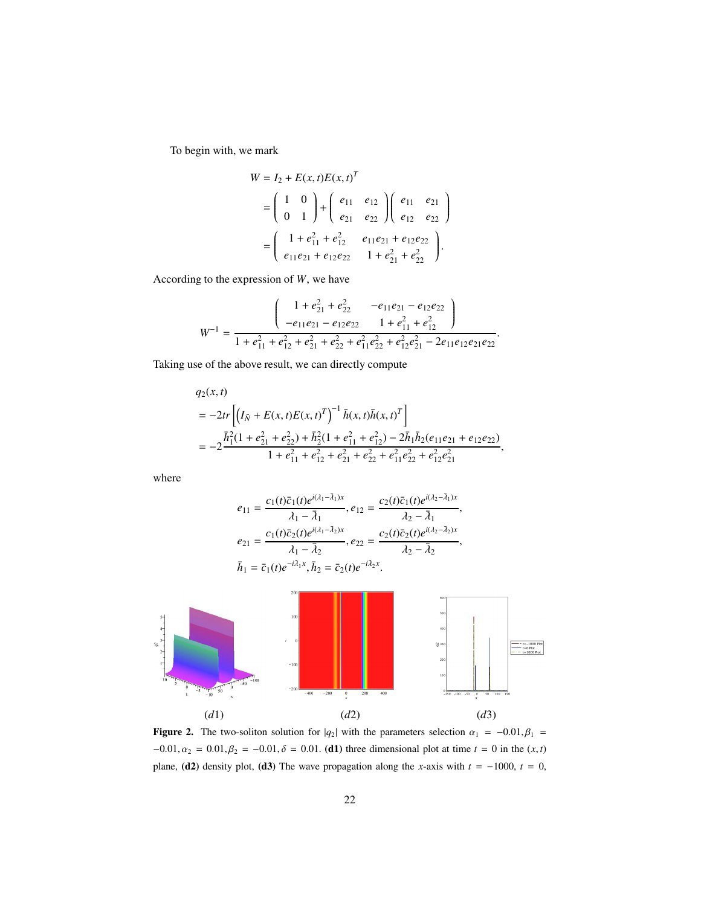To begin with, we mark

$$
\begin{aligned}
W &= I_2 + E(x,t)E(x,t)^T \\
&= \begin{pmatrix} 1 & 0 \\ 0 & 1 \end{pmatrix} + \begin{pmatrix} e_{11} & e_{12} \\ e_{21} & e_{22} \end{pmatrix} \begin{pmatrix} e_{11} & e_{21} \\ e_{12} & e_{22} \end{pmatrix} \\
&= \begin{pmatrix} 1 + e_{11}^2 + e_{12}^2 & e_{11}e_{21} + e_{12}e_{22} \\ e_{11}e_{21} + e_{12}e_{22} & 1 + e_{21}^2 + e_{22}^2 \end{pmatrix}.
\end{aligned}
$$

According to the expression of $W$, we have

$$
W^{-1} = \frac{\begin{pmatrix} 1 + e_{21}^2 + e_{22}^2 & -e_{11}e_{21} - e_{12}e_{22} \\ -e_{11}e_{21} - e_{12}e_{22} & 1 + e_{11}^2 + e_{12}^2 \end{pmatrix}}{1 + e_{11}^2 + e_{12}^2 + e_{21}^2 + e_{22}^2 + e_{11}^2 e_{22}^2 + e_{12}^2 e_{21}^2 - 2e_{11}e_{12}e_{21}e_{22}}.
$$

Taking use of the above result, we can directly compute

$$
\begin{aligned}
& q_2(x,t) \\
&= -2tr\left[\left(I_{\tilde{N}} + E(x,t)E(x,t)^T\right)^{-1} \bar{h}(x,t)\bar{h}(x,t)^T\right] \\
&= -2\frac{\bar{h}_1^2(1 + e_{21}^2 + e_{22}^2) + \bar{h}_2^2(1 + e_{11}^2 + e_{12}^2) - 2\bar{h}_1\bar{h}_2(e_{11}e_{21} + e_{12}e_{22})}{1 + e_{11}^2 + e_{12}^2 + e_{21}^2 + e_{22}^2 + e_{11}^2 e_{22}^2 + e_{12}^2 e_{21}^2},
\end{aligned}
$$

where

$$
\begin{aligned}
e_{11} &= \frac{c_1(t)\bar{c}_1(t)e^{i(\lambda_1 - \bar{\lambda}_1)x}}{\lambda_1 - \bar{\lambda}_1}, e_{12} = \frac{c_2(t)\bar{c}_1(t)e^{i(\lambda_2 - \bar{\lambda}_1)x}}{\lambda_2 - \bar{\lambda}_1}, \\
e_{21} &= \frac{c_1(t)\bar{c}_2(t)e^{i(\lambda_1 - \bar{\lambda}_2)x}}{\lambda_1 - \bar{\lambda}_2}, e_{22} = \frac{c_2(t)\bar{c}_2(t)e^{i(\lambda_2 - \bar{\lambda}_2)x}}{\lambda_2 - \bar{\lambda}_2}, \\
\bar{h}_1 &= \bar{c}_1(t)e^{-i\bar{\lambda}_1 x}, \bar{h}_2 = \bar{c}_2(t)e^{-i\bar{\lambda}_2 x}.
\end{aligned}
$$

(d1) (d2) (d3)

**Figure 2.** The two-soliton solution for $|q_2|$ with the parameters selection $\alpha_1 = -0.01, \beta_1 = -0.01, \alpha_2 = 0.01, \beta_2 = -0.01, \delta = 0.01$. **(d1)** three dimensional plot at time $t = 0$ in the $(x,t)$ plane, **(d2)** density plot, **(d3)** The wave propagation along the $x$-axis with $t = -1000$, $t = 0$,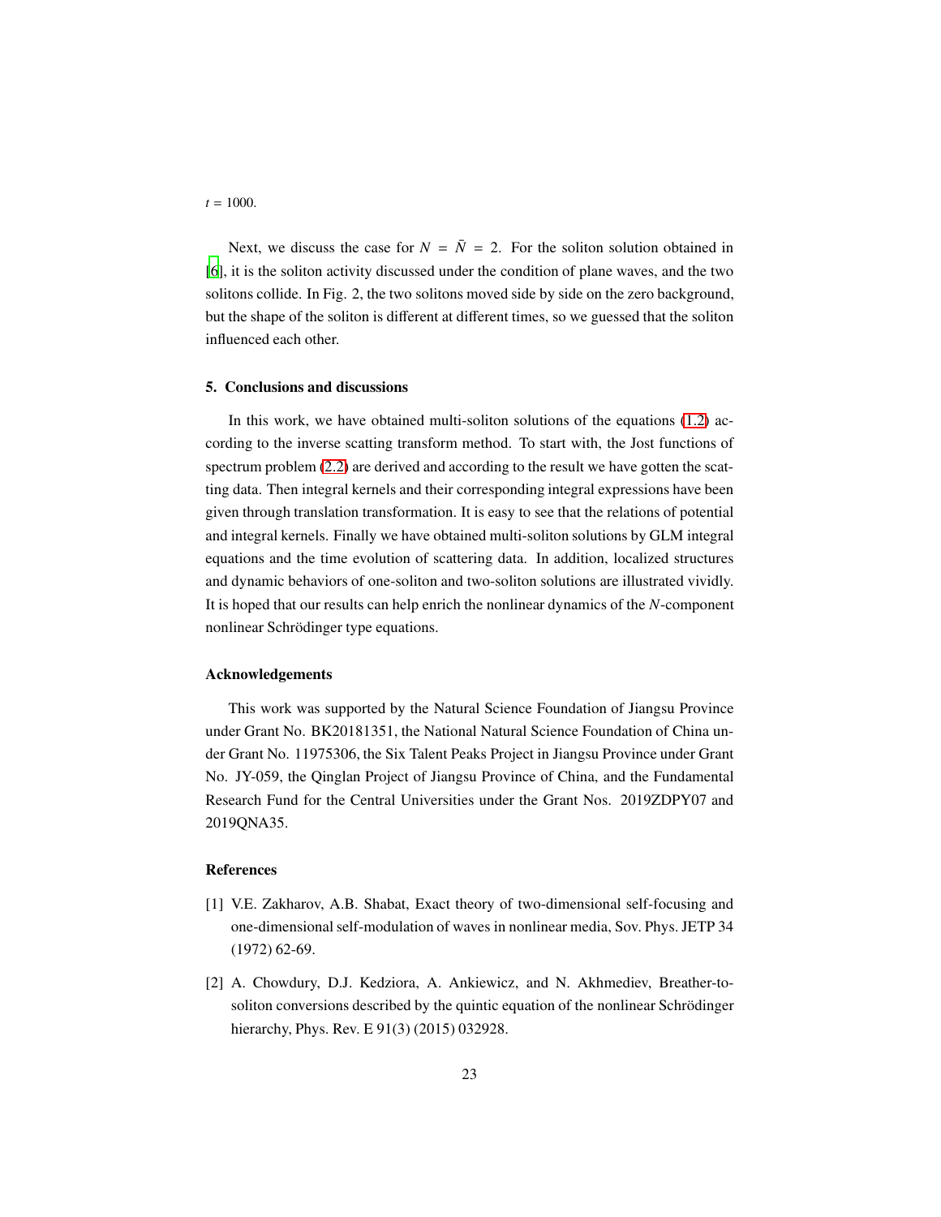$t = 1000$.

Next, we discuss the case for $N = \bar{N} = 2$. For the soliton solution obtained in [6], it is the soliton activity discussed under the condition of plane waves, and the two solitons collide. In Fig. 2, the two solitons moved side by side on the zero background, but the shape of the soliton is different at different times, so we guessed that the soliton influenced each other.

## 5. Conclusions and discussions

In this work, we have obtained multi-soliton solutions of the equations (1.2) according to the inverse scatting transform method. To start with, the Jost functions of spectrum problem (2.2) are derived and according to the result we have gotten the scatting data. Then integral kernels and their corresponding integral expressions have been given through translation transformation. It is easy to see that the relations of potential and integral kernels. Finally we have obtained multi-soliton solutions by GLM integral equations and the time evolution of scattering data. In addition, localized structures and dynamic behaviors of one-soliton and two-soliton solutions are illustrated vividly. It is hoped that our results can help enrich the nonlinear dynamics of the $N$-component nonlinear Schrödinger type equations.

### Acknowledgements

This work was supported by the Natural Science Foundation of Jiangsu Province under Grant No. BK20181351, the National Natural Science Foundation of China under Grant No. 11975306, the Six Talent Peaks Project in Jiangsu Province under Grant No. JY-059, the Qinglan Project of Jiangsu Province of China, and the Fundamental Research Fund for the Central Universities under the Grant Nos. 2019ZDPY07 and 2019QNA35.

### References

[1] V.E. Zakharov, A.B. Shabat, Exact theory of two-dimensional self-focusing and one-dimensional self-modulation of waves in nonlinear media, Sov. Phys. JETP 34 (1972) 62-69.

[2] A. Chowdury, D.J. Kedziora, A. Ankiewicz, and N. Akhmediev, Breather-to-soliton conversions described by the quintic equation of the nonlinear Schrödinger hierarchy, Phys. Rev. E 91(3) (2015) 032928.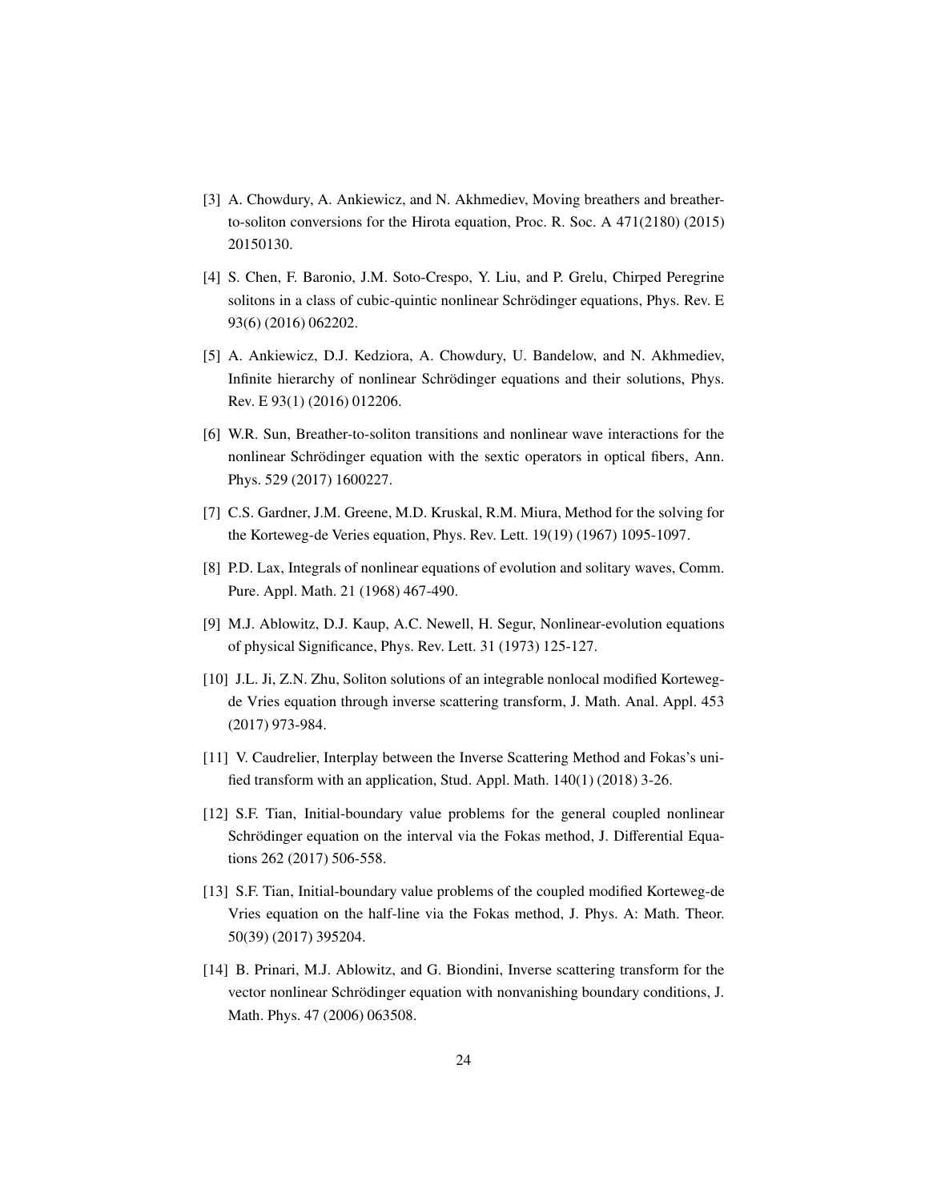[3] A. Chowdury, A. Ankiewicz, and N. Akhmediev, Moving breathers and breather-to-soliton conversions for the Hirota equation, Proc. R. Soc. A 471(2180) (2015) 20150130.

[4] S. Chen, F. Baronio, J.M. Soto-Crespo, Y. Liu, and P. Grelu, Chirped Peregrine solitons in a class of cubic-quintic nonlinear Schrödinger equations, Phys. Rev. E 93(6) (2016) 062202.

[5] A. Ankiewicz, D.J. Kedziora, A. Chowdury, U. Bandelow, and N. Akhmediev, Infinite hierarchy of nonlinear Schrödinger equations and their solutions, Phys. Rev. E 93(1) (2016) 012206.

[6] W.R. Sun, Breather-to-soliton transitions and nonlinear wave interactions for the nonlinear Schrödinger equation with the sextic operators in optical fibers, Ann. Phys. 529 (2017) 1600227.

[7] C.S. Gardner, J.M. Greene, M.D. Kruskal, R.M. Miura, Method for the solving for the Korteweg-de Veries equation, Phys. Rev. Lett. 19(19) (1967) 1095-1097.

[8] P.D. Lax, Integrals of nonlinear equations of evolution and solitary waves, Comm. Pure. Appl. Math. 21 (1968) 467-490.

[9] M.J. Ablowitz, D.J. Kaup, A.C. Newell, H. Segur, Nonlinear-evolution equations of physical Significance, Phys. Rev. Lett. 31 (1973) 125-127.

[10] J.L. Ji, Z.N. Zhu, Soliton solutions of an integrable nonlocal modified Korteweg-de Vries equation through inverse scattering transform, J. Math. Anal. Appl. 453 (2017) 973-984.

[11] V. Caudrelier, Interplay between the Inverse Scattering Method and Fokas's unified transform with an application, Stud. Appl. Math. 140(1) (2018) 3-26.

[12] S.F. Tian, Initial-boundary value problems for the general coupled nonlinear Schrödinger equation on the interval via the Fokas method, J. Differential Equations 262 (2017) 506-558.

[13] S.F. Tian, Initial-boundary value problems of the coupled modified Korteweg-de Vries equation on the half-line via the Fokas method, J. Phys. A: Math. Theor. 50(39) (2017) 395204.

[14] B. Prinari, M.J. Ablowitz, and G. Biondini, Inverse scattering transform for the vector nonlinear Schrödinger equation with nonvanishing boundary conditions, J. Math. Phys. 47 (2006) 063508.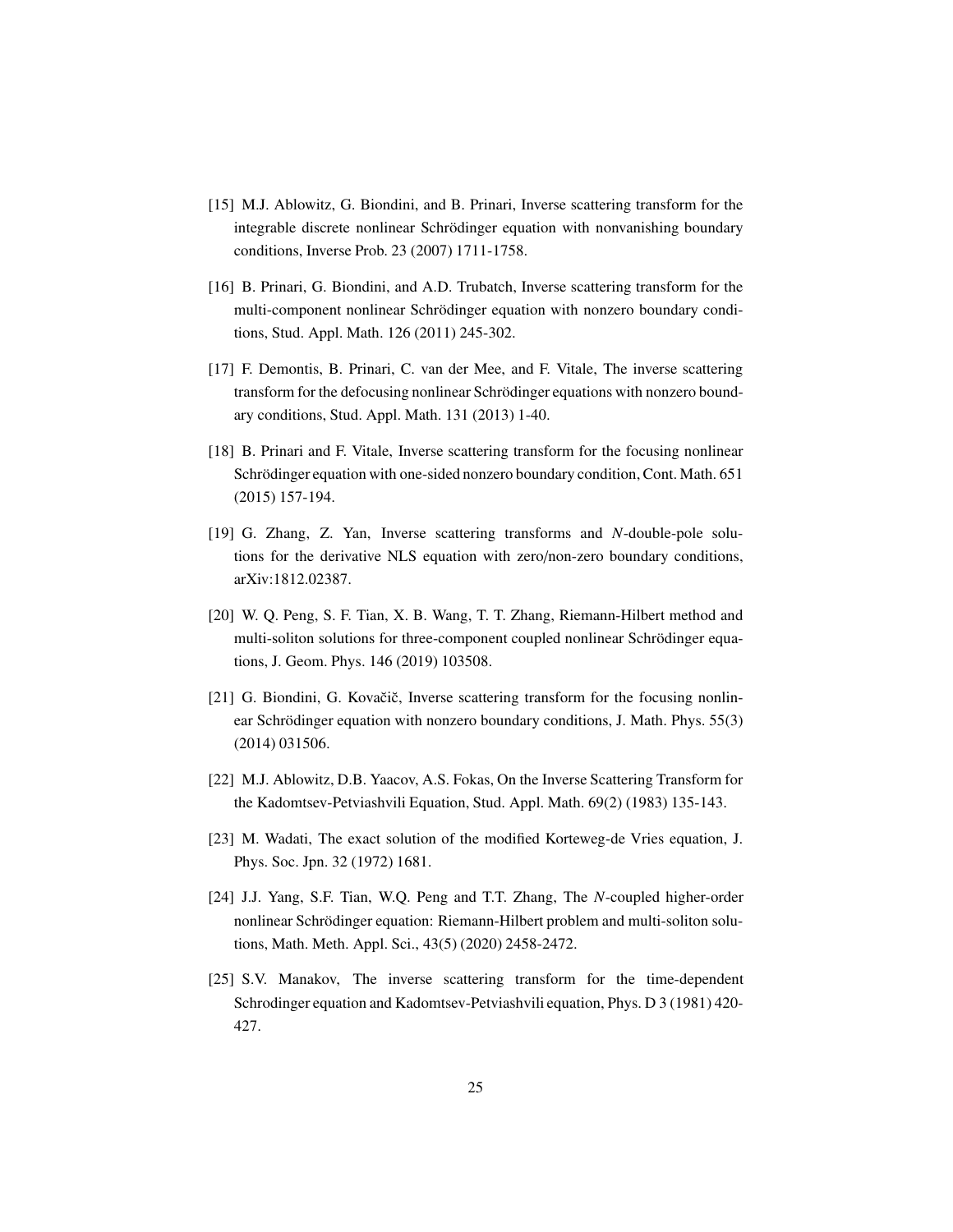[15] M.J. Ablowitz, G. Biondini, and B. Prinari, Inverse scattering transform for the integrable discrete nonlinear Schrödinger equation with nonvanishing boundary conditions, Inverse Prob. 23 (2007) 1711-1758.

[16] B. Prinari, G. Biondini, and A.D. Trubatch, Inverse scattering transform for the multi-component nonlinear Schrödinger equation with nonzero boundary conditions, Stud. Appl. Math. 126 (2011) 245-302.

[17] F. Demontis, B. Prinari, C. van der Mee, and F. Vitale, The inverse scattering transform for the defocusing nonlinear Schrödinger equations with nonzero boundary conditions, Stud. Appl. Math. 131 (2013) 1-40.

[18] B. Prinari and F. Vitale, Inverse scattering transform for the focusing nonlinear Schrödinger equation with one-sided nonzero boundary condition, Cont. Math. 651 (2015) 157-194.

[19] G. Zhang, Z. Yan, Inverse scattering transforms and *N*-double-pole solutions for the derivative NLS equation with zero/non-zero boundary conditions, arXiv:1812.02387.

[20] W. Q. Peng, S. F. Tian, X. B. Wang, T. T. Zhang, Riemann-Hilbert method and multi-soliton solutions for three-component coupled nonlinear Schrödinger equations, J. Geom. Phys. 146 (2019) 103508.

[21] G. Biondini, G. Kovačič, Inverse scattering transform for the focusing nonlinear Schrödinger equation with nonzero boundary conditions, J. Math. Phys. 55(3) (2014) 031506.

[22] M.J. Ablowitz, D.B. Yaacov, A.S. Fokas, On the Inverse Scattering Transform for the Kadomtsev-Petviashvili Equation, Stud. Appl. Math. 69(2) (1983) 135-143.

[23] M. Wadati, The exact solution of the modified Korteweg-de Vries equation, J. Phys. Soc. Jpn. 32 (1972) 1681.

[24] J.J. Yang, S.F. Tian, W.Q. Peng and T.T. Zhang, The *N*-coupled higher-order nonlinear Schrödinger equation: Riemann-Hilbert problem and multi-soliton solutions, Math. Meth. Appl. Sci., 43(5) (2020) 2458-2472.

[25] S.V. Manakov, The inverse scattering transform for the time-dependent Schrodinger equation and Kadomtsev-Petviashvili equation, Phys. D 3 (1981) 420-427.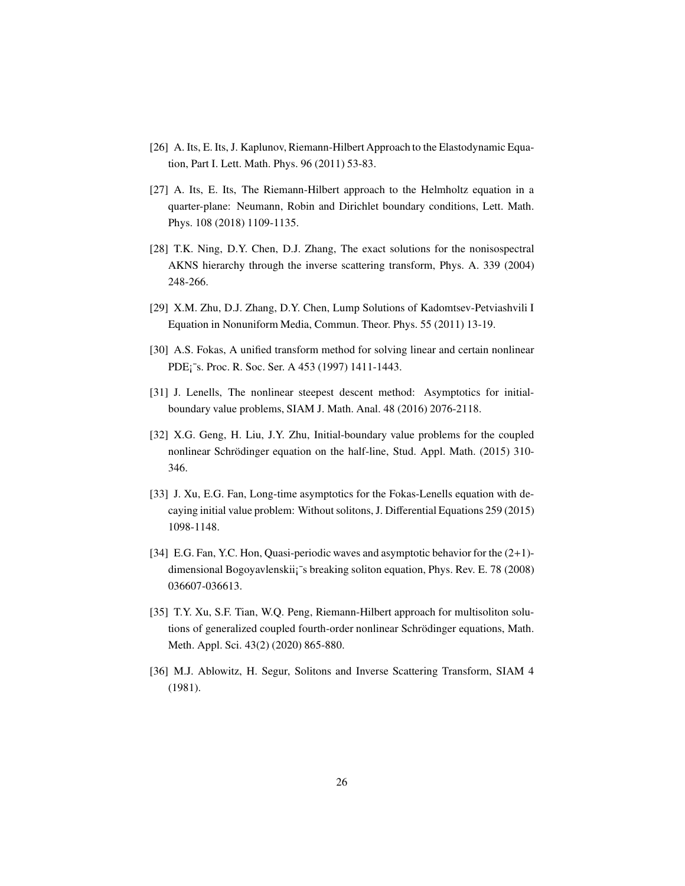[26] A. Its, E. Its, J. Kaplunov, Riemann-Hilbert Approach to the Elastodynamic Equation, Part I. Lett. Math. Phys. 96 (2011) 53-83.

[27] A. Its, E. Its, The Riemann-Hilbert approach to the Helmholtz equation in a quarter-plane: Neumann, Robin and Dirichlet boundary conditions, Lett. Math. Phys. 108 (2018) 1109-1135.

[28] T.K. Ning, D.Y. Chen, D.J. Zhang, The exact solutions for the nonisospectral AKNS hierarchy through the inverse scattering transform, Phys. A. 339 (2004) 248-266.

[29] X.M. Zhu, D.J. Zhang, D.Y. Chen, Lump Solutions of Kadomtsev-Petviashvili I Equation in Nonuniform Media, Commun. Theor. Phys. 55 (2011) 13-19.

[30] A.S. Fokas, A unified transform method for solving linear and certain nonlinear PDE¡¯s. Proc. R. Soc. Ser. A 453 (1997) 1411-1443.

[31] J. Lenells, The nonlinear steepest descent method: Asymptotics for initial-boundary value problems, SIAM J. Math. Anal. 48 (2016) 2076-2118.

[32] X.G. Geng, H. Liu, J.Y. Zhu, Initial-boundary value problems for the coupled nonlinear Schrödinger equation on the half-line, Stud. Appl. Math. (2015) 310-346.

[33] J. Xu, E.G. Fan, Long-time asymptotics for the Fokas-Lenells equation with decaying initial value problem: Without solitons, J. Differential Equations 259 (2015) 1098-1148.

[34] E.G. Fan, Y.C. Hon, Quasi-periodic waves and asymptotic behavior for the (2+1)-dimensional Bogoyavlenskii¡¯s breaking soliton equation, Phys. Rev. E. 78 (2008) 036607-036613.

[35] T.Y. Xu, S.F. Tian, W.Q. Peng, Riemann-Hilbert approach for multisoliton solutions of generalized coupled fourth-order nonlinear Schrödinger equations, Math. Meth. Appl. Sci. 43(2) (2020) 865-880.

[36] M.J. Ablowitz, H. Segur, Solitons and Inverse Scattering Transform, SIAM 4 (1981).